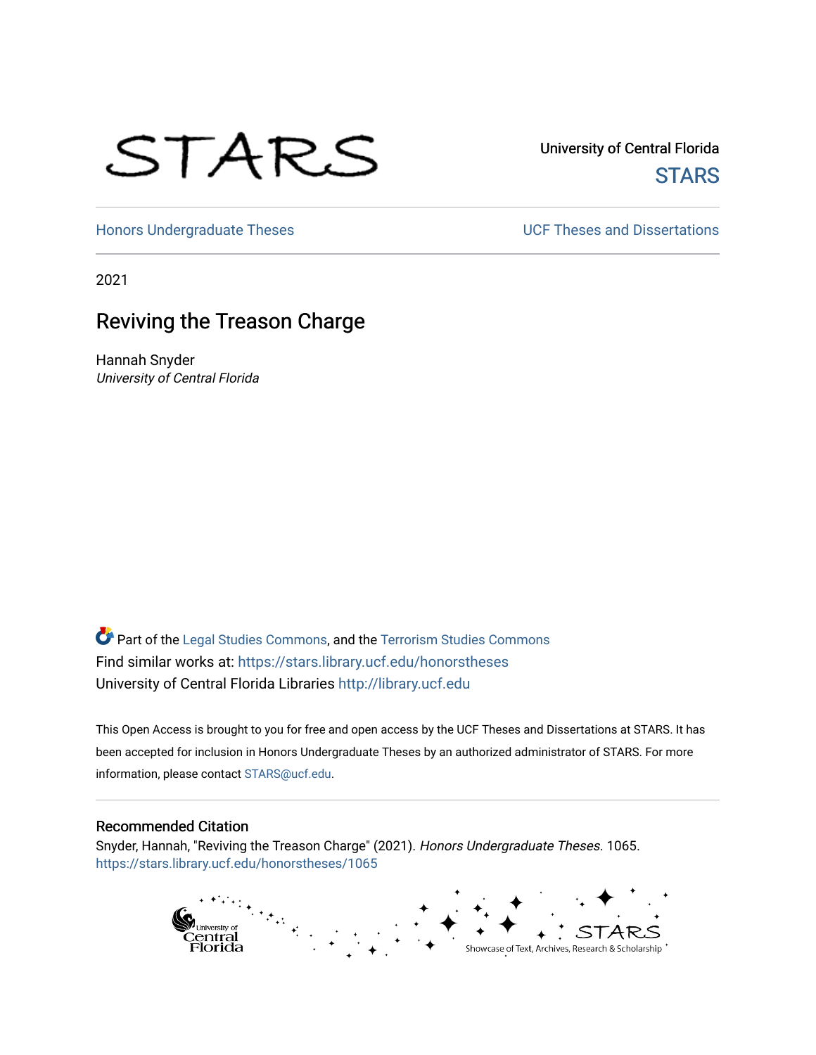STARS

University of Central Florida
STARS

Honors Undergraduate Theses | UCF Theses and Dissertations

2021

# Reviving the Treason Charge

Hannah Snyder
*University of Central Florida*

Part of the Legal Studies Commons, and the Terrorism Studies Commons
Find similar works at: https://stars.library.ucf.edu/honorstheses
University of Central Florida Libraries http://library.ucf.edu

This Open Access is brought to you for free and open access by the UCF Theses and Dissertations at STARS. It has been accepted for inclusion in Honors Undergraduate Theses by an authorized administrator of STARS. For more information, please contact STARS@ucf.edu.

## Recommended Citation

Snyder, Hannah, "Reviving the Treason Charge" (2021). *Honors Undergraduate Theses*. 1065.
https://stars.library.ucf.edu/honorstheses/1065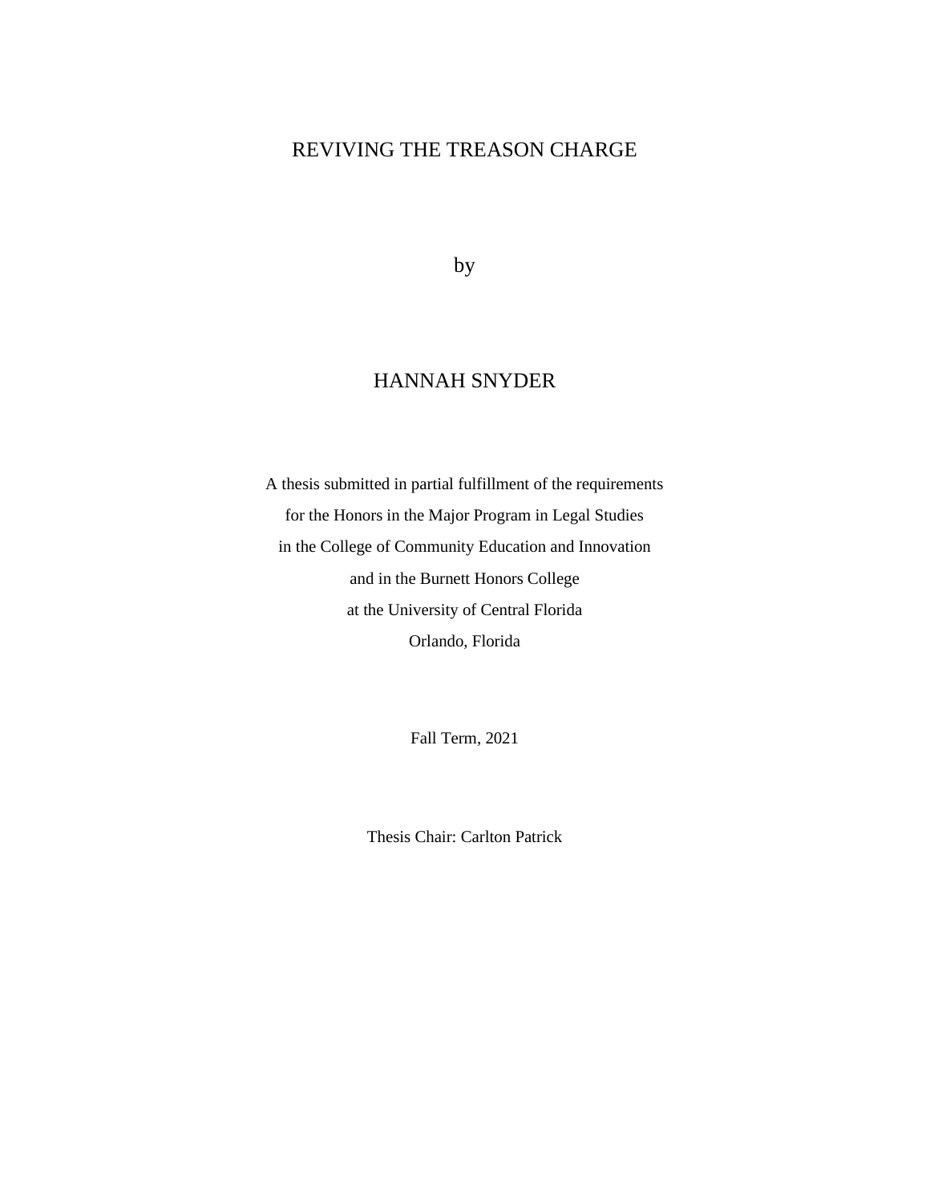# REVIVING THE TREASON CHARGE

by

HANNAH SNYDER

A thesis submitted in partial fulfillment of the requirements
for the Honors in the Major Program in Legal Studies
in the College of Community Education and Innovation
and in the Burnett Honors College
at the University of Central Florida
Orlando, Florida

Fall Term, 2021

Thesis Chair: Carlton Patrick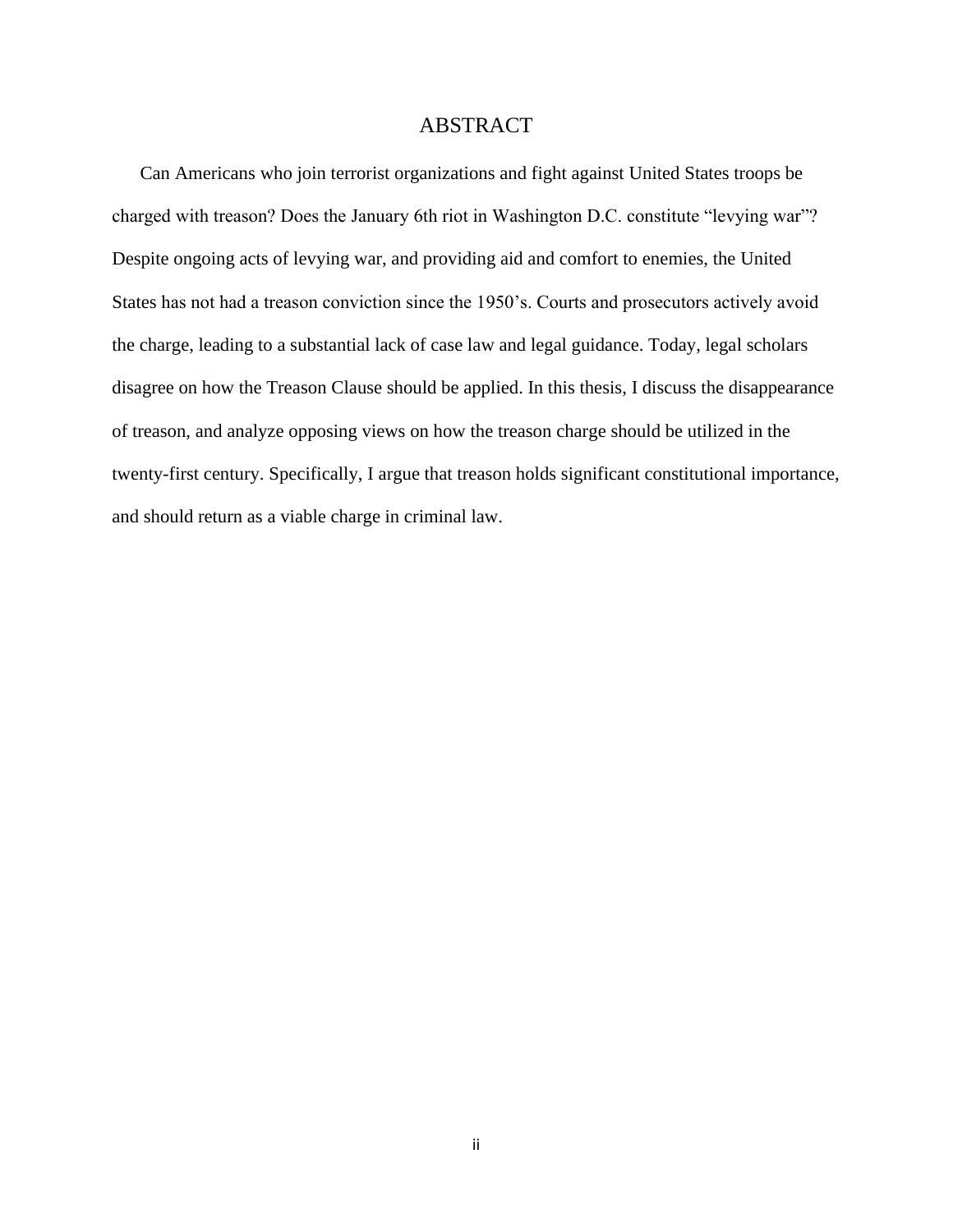# ABSTRACT

Can Americans who join terrorist organizations and fight against United States troops be charged with treason? Does the January 6th riot in Washington D.C. constitute “levying war”? Despite ongoing acts of levying war, and providing aid and comfort to enemies, the United States has not had a treason conviction since the 1950’s. Courts and prosecutors actively avoid the charge, leading to a substantial lack of case law and legal guidance. Today, legal scholars disagree on how the Treason Clause should be applied. In this thesis, I discuss the disappearance of treason, and analyze opposing views on how the treason charge should be utilized in the twenty-first century. Specifically, I argue that treason holds significant constitutional importance, and should return as a viable charge in criminal law.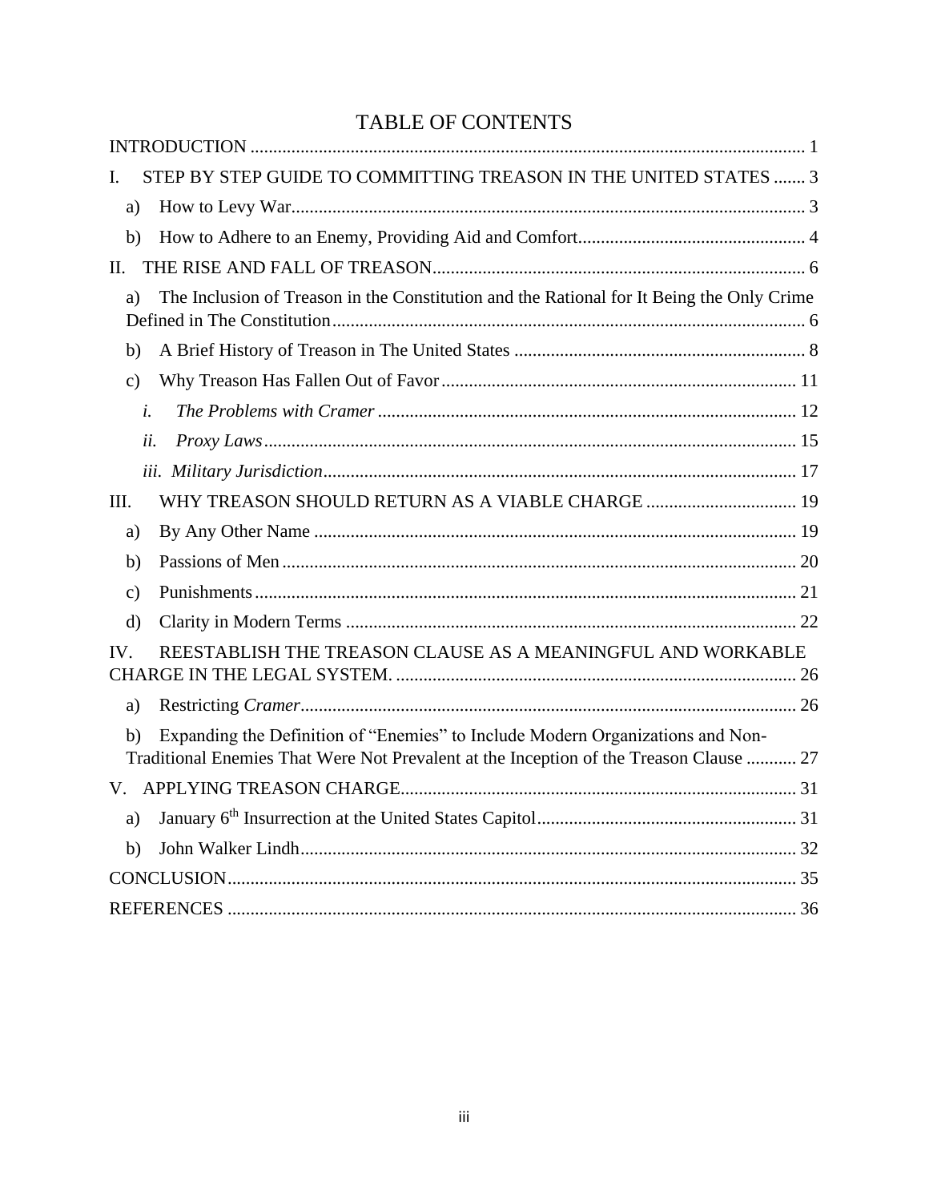# TABLE OF CONTENTS

INTRODUCTION ........................................................................................................................ 1

I. STEP BY STEP GUIDE TO COMMITTING TREASON IN THE UNITED STATES ....... 3

- a) How to Levy War................................................................................................................ 3
- b) How to Adhere to an Enemy, Providing Aid and Comfort.................................................. 4

II. THE RISE AND FALL OF TREASON................................................................................. 6

- a) The Inclusion of Treason in the Constitution and the Rational for It Being the Only Crime Defined in The Constitution....................................................................................................... 6
- b) A Brief History of Treason in The United States ................................................................ 8
- c) Why Treason Has Fallen Out of Favor............................................................................. 11
  - *i. The Problems with Cramer* ............................................................................................ 12
  - *ii. Proxy Laws*.................................................................................................................... 15
  - *iii. Military Jurisdiction*....................................................................................................... 17

III. WHY TREASON SHOULD RETURN AS A VIABLE CHARGE ................................. 19

- a) By Any Other Name .......................................................................................................... 19
- b) Passions of Men ................................................................................................................ 20
- c) Punishments...................................................................................................................... 21
- d) Clarity in Modern Terms ................................................................................................... 22

IV. REESTABLISH THE TREASON CLAUSE AS A MEANINGFUL AND WORKABLE CHARGE IN THE LEGAL SYSTEM. ....................................................................................... 26

- a) Restricting *Cramer*............................................................................................................ 26
- b) Expanding the Definition of "Enemies" to Include Modern Organizations and Non-Traditional Enemies That Were Not Prevalent at the Inception of the Treason Clause ........... 27

V. APPLYING TREASON CHARGE....................................................................................... 31

- a) January 6th Insurrection at the United States Capitol......................................................... 31
- b) John Walker Lindh............................................................................................................. 32

CONCLUSION............................................................................................................................ 35

REFERENCES ............................................................................................................................ 36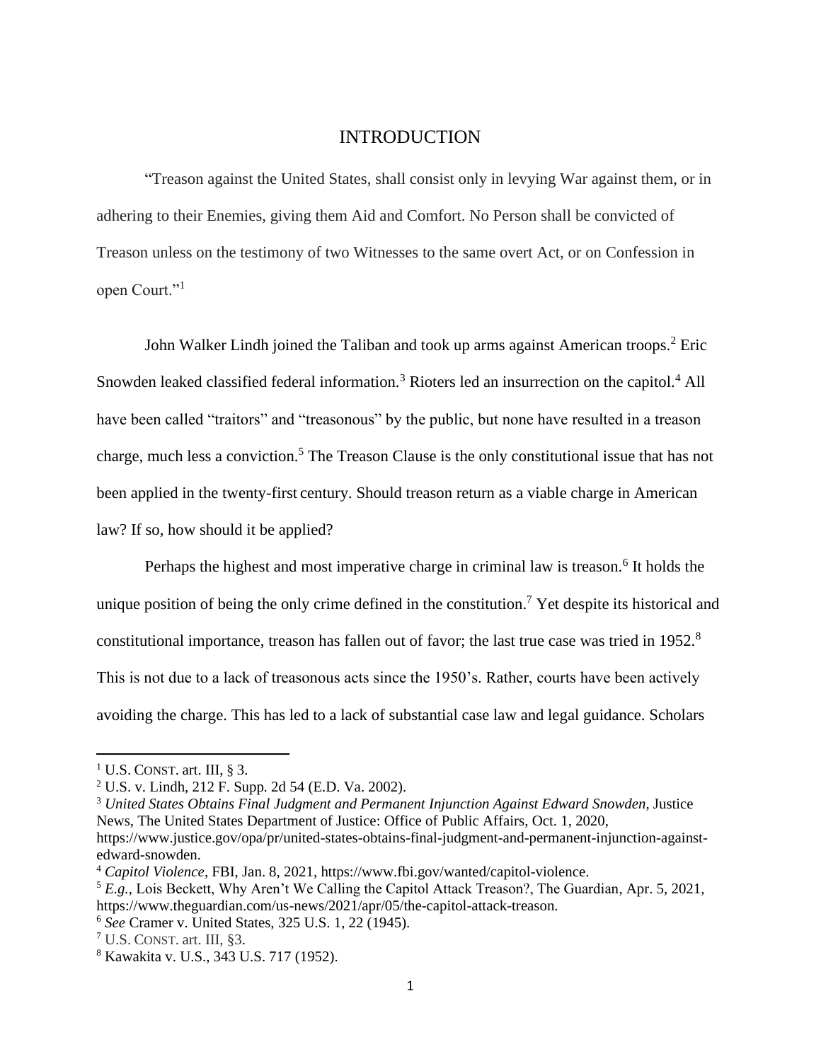# INTRODUCTION

"Treason against the United States, shall consist only in levying War against them, or in adhering to their Enemies, giving them Aid and Comfort. No Person shall be convicted of Treason unless on the testimony of two Witnesses to the same overt Act, or on Confession in open Court."[1]

John Walker Lindh joined the Taliban and took up arms against American troops.[2] Eric Snowden leaked classified federal information.[3] Rioters led an insurrection on the capitol.[4] All have been called "traitors" and "treasonous" by the public, but none have resulted in a treason charge, much less a conviction.[5] The Treason Clause is the only constitutional issue that has not been applied in the twenty-first century. Should treason return as a viable charge in American law? If so, how should it be applied?

Perhaps the highest and most imperative charge in criminal law is treason.[6] It holds the unique position of being the only crime defined in the constitution.[7] Yet despite its historical and constitutional importance, treason has fallen out of favor; the last true case was tried in 1952.[8] This is not due to a lack of treasonous acts since the 1950's. Rather, courts have been actively avoiding the charge. This has led to a lack of substantial case law and legal guidance. Scholars

---

[1] U.S. CONST. art. III, § 3.

[2] U.S. v. Lindh, 212 F. Supp. 2d 54 (E.D. Va. 2002).

[3] *United States Obtains Final Judgment and Permanent Injunction Against Edward Snowden*, Justice News, The United States Department of Justice: Office of Public Affairs, Oct. 1, 2020, https://www.justice.gov/opa/pr/united-states-obtains-final-judgment-and-permanent-injunction-against-edward-snowden.

[4] *Capitol Violence*, FBI, Jan. 8, 2021, https://www.fbi.gov/wanted/capitol-violence.

[5] *E.g.*, Lois Beckett, Why Aren't We Calling the Capitol Attack Treason?, The Guardian, Apr. 5, 2021, https://www.theguardian.com/us-news/2021/apr/05/the-capitol-attack-treason.

[6] *See* Cramer v. United States, 325 U.S. 1, 22 (1945).

[7] U.S. CONST. art. III, §3.

[8] Kawakita v. U.S., 343 U.S. 717 (1952).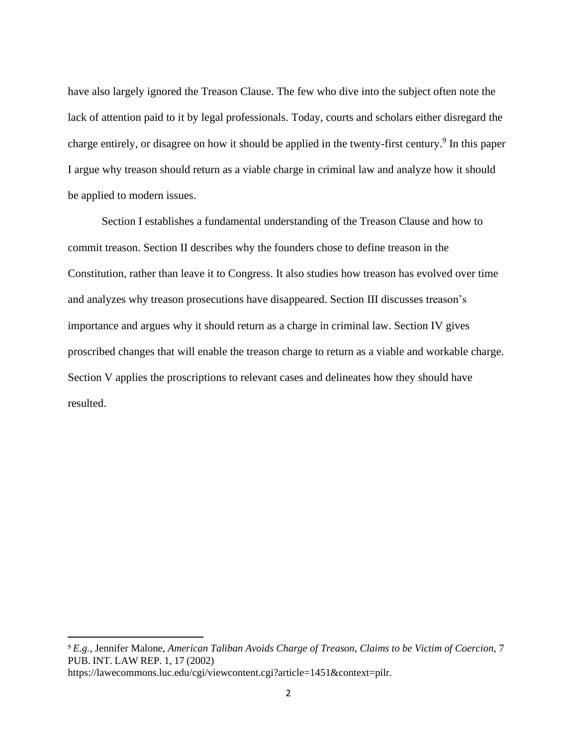have also largely ignored the Treason Clause. The few who dive into the subject often note the lack of attention paid to it by legal professionals. Today, courts and scholars either disregard the charge entirely, or disagree on how it should be applied in the twenty-first century.[9] In this paper I argue why treason should return as a viable charge in criminal law and analyze how it should be applied to modern issues.

Section I establishes a fundamental understanding of the Treason Clause and how to commit treason. Section II describes why the founders chose to define treason in the Constitution, rather than leave it to Congress. It also studies how treason has evolved over time and analyzes why treason prosecutions have disappeared. Section III discusses treason's importance and argues why it should return as a charge in criminal law. Section IV gives proscribed changes that will enable the treason charge to return as a viable and workable charge. Section V applies the proscriptions to relevant cases and delineates how they should have resulted.

---

[9] *E.g.*, Jennifer Malone, *American Taliban Avoids Charge of Treason, Claims to be Victim of Coercion*, 7 PUB. INT. LAW REP. 1, 17 (2002) https://lawecommons.luc.edu/cgi/viewcontent.cgi?article=1451&context=pilr.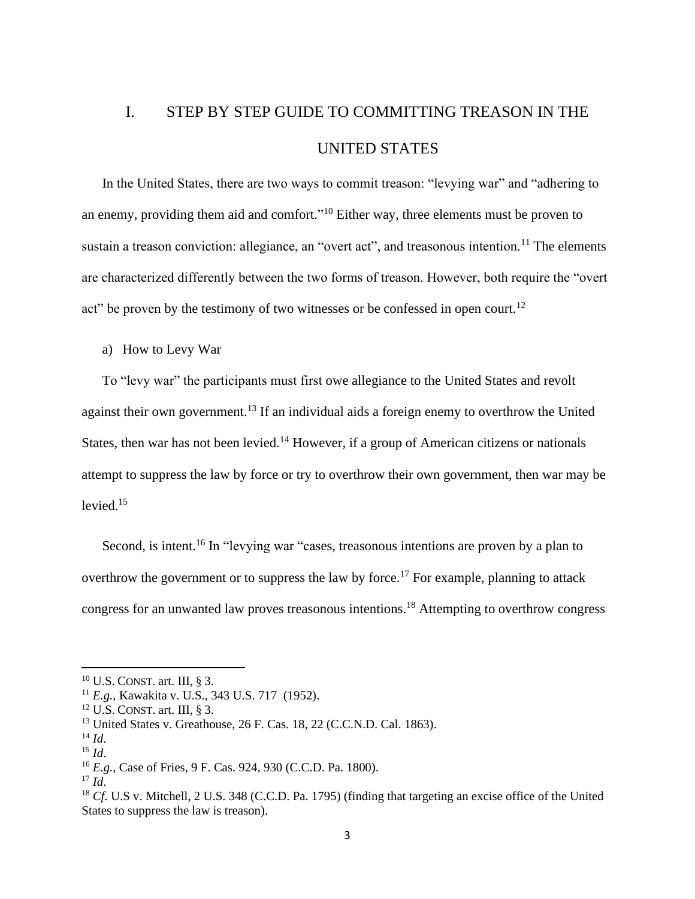# I. STEP BY STEP GUIDE TO COMMITTING TREASON IN THE UNITED STATES

In the United States, there are two ways to commit treason: "levying war" and "adhering to an enemy, providing them aid and comfort."[10] Either way, three elements must be proven to sustain a treason conviction: allegiance, an "overt act", and treasonous intention.[11] The elements are characterized differently between the two forms of treason. However, both require the "overt act" be proven by the testimony of two witnesses or be confessed in open court.[12]

## a) How to Levy War

To "levy war" the participants must first owe allegiance to the United States and revolt against their own government.[13] If an individual aids a foreign enemy to overthrow the United States, then war has not been levied.[14] However, if a group of American citizens or nationals attempt to suppress the law by force or try to overthrow their own government, then war may be levied.[15]

Second, is intent.[16] In "levying war "cases, treasonous intentions are proven by a plan to overthrow the government or to suppress the law by force.[17] For example, planning to attack congress for an unwanted law proves treasonous intentions.[18] Attempting to overthrow congress

---

[10] U.S. CONST. art. III, § 3.

[11] *E.g.*, Kawakita v. U.S., 343 U.S. 717 (1952).

[12] U.S. CONST. art. III, § 3.

[13] United States v. Greathouse, 26 F. Cas. 18, 22 (C.C.N.D. Cal. 1863).

[14] *Id*.

[15] *Id*.

[16] *E.g.*, Case of Fries, 9 F. Cas. 924, 930 (C.C.D. Pa. 1800).

[17] *Id*.

[18] *Cf*. U.S v. Mitchell, 2 U.S. 348 (C.C.D. Pa. 1795) (finding that targeting an excise office of the United States to suppress the law is treason).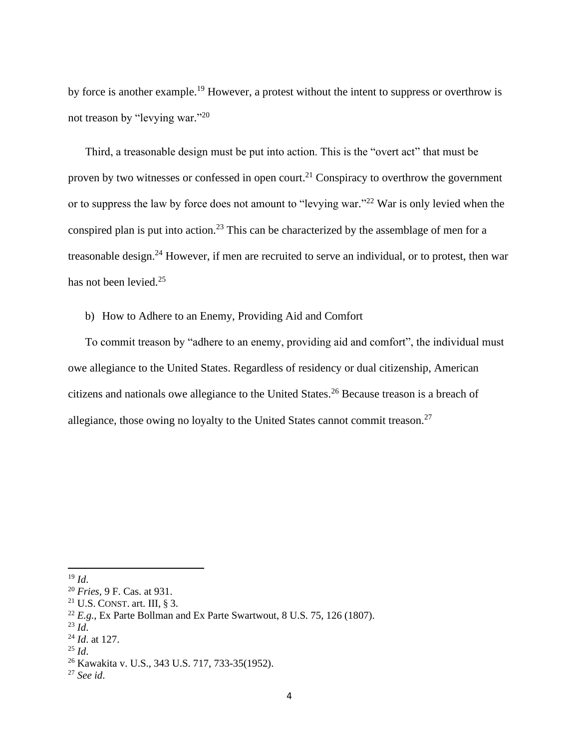by force is another example.[19] However, a protest without the intent to suppress or overthrow is not treason by "levying war."[20]

Third, a treasonable design must be put into action. This is the "overt act" that must be proven by two witnesses or confessed in open court.[21] Conspiracy to overthrow the government or to suppress the law by force does not amount to "levying war."[22] War is only levied when the conspired plan is put into action.[23] This can be characterized by the assemblage of men for a treasonable design.[24] However, if men are recruited to serve an individual, or to protest, then war has not been levied.[25]

b) How to Adhere to an Enemy, Providing Aid and Comfort

To commit treason by "adhere to an enemy, providing aid and comfort", the individual must owe allegiance to the United States. Regardless of residency or dual citizenship, American citizens and nationals owe allegiance to the United States.[26] Because treason is a breach of allegiance, those owing no loyalty to the United States cannot commit treason.[27]

---

[19] *Id*.

[20] *Fries*, 9 F. Cas. at 931.

[21] U.S. CONST. art. III, § 3.

[22] *E.g.*, Ex Parte Bollman and Ex Parte Swartwout, 8 U.S. 75, 126 (1807).

[23] *Id*.

[24] *Id*. at 127.

[25] *Id*.

[26] Kawakita v. U.S., 343 U.S. 717, 733-35(1952).

[27] *See id*.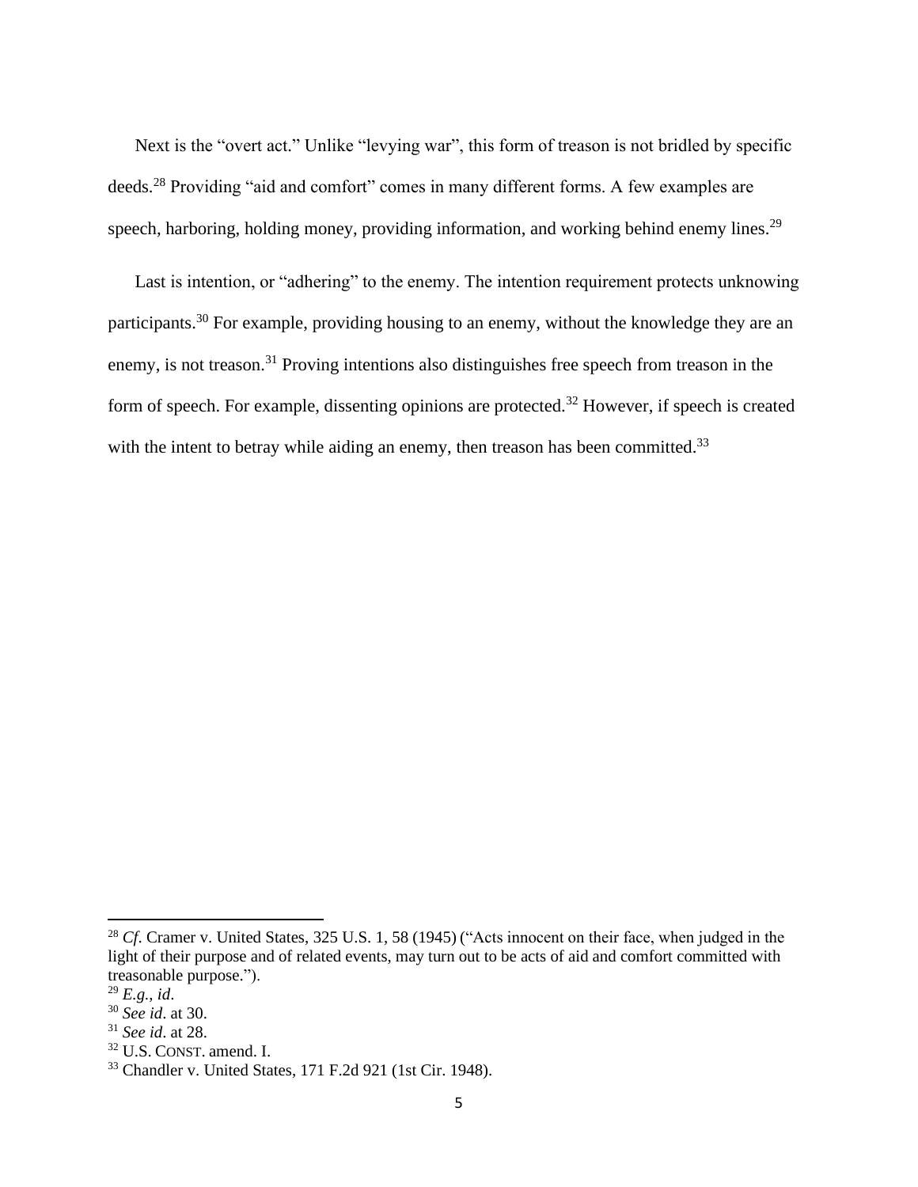Next is the "overt act." Unlike "levying war", this form of treason is not bridled by specific deeds.[28] Providing "aid and comfort" comes in many different forms. A few examples are speech, harboring, holding money, providing information, and working behind enemy lines.[29]

Last is intention, or "adhering" to the enemy. The intention requirement protects unknowing participants.[30] For example, providing housing to an enemy, without the knowledge they are an enemy, is not treason.[31] Proving intentions also distinguishes free speech from treason in the form of speech. For example, dissenting opinions are protected.[32] However, if speech is created with the intent to betray while aiding an enemy, then treason has been committed.[33]

---

[28] *Cf*. Cramer v. United States, 325 U.S. 1, 58 (1945) ("Acts innocent on their face, when judged in the light of their purpose and of related events, may turn out to be acts of aid and comfort committed with treasonable purpose.").

[29] *E.g.*, *id*.

[30] *See id*. at 30.

[31] *See id*. at 28.

[32] U.S. CONST. amend. I.

[33] Chandler v. United States, 171 F.2d 921 (1st Cir. 1948).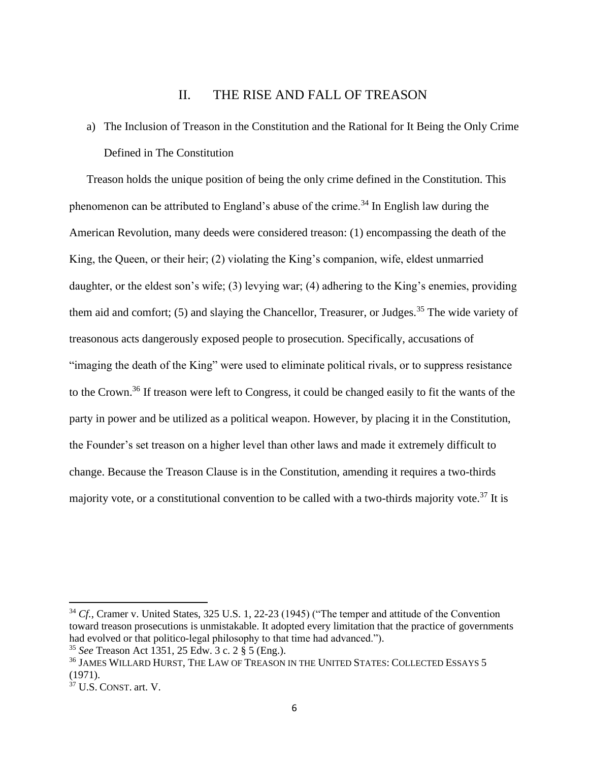## II. THE RISE AND FALL OF TREASON

### a) The Inclusion of Treason in the Constitution and the Rational for It Being the Only Crime Defined in The Constitution

Treason holds the unique position of being the only crime defined in the Constitution. This phenomenon can be attributed to England's abuse of the crime.[34] In English law during the American Revolution, many deeds were considered treason: (1) encompassing the death of the King, the Queen, or their heir; (2) violating the King's companion, wife, eldest unmarried daughter, or the eldest son's wife; (3) levying war; (4) adhering to the King's enemies, providing them aid and comfort; (5) and slaying the Chancellor, Treasurer, or Judges.[35] The wide variety of treasonous acts dangerously exposed people to prosecution. Specifically, accusations of "imaging the death of the King" were used to eliminate political rivals, or to suppress resistance to the Crown.[36] If treason were left to Congress, it could be changed easily to fit the wants of the party in power and be utilized as a political weapon. However, by placing it in the Constitution, the Founder's set treason on a higher level than other laws and made it extremely difficult to change. Because the Treason Clause is in the Constitution, amending it requires a two-thirds majority vote, or a constitutional convention to be called with a two-thirds majority vote.[37] It is

---

[34] *Cf.*, Cramer v. United States, 325 U.S. 1, 22-23 (1945) ("The temper and attitude of the Convention toward treason prosecutions is unmistakable. It adopted every limitation that the practice of governments had evolved or that politico-legal philosophy to that time had advanced.").

[35] *See* Treason Act 1351, 25 Edw. 3 c. 2 § 5 (Eng.).

[36] JAMES WILLARD HURST, THE LAW OF TREASON IN THE UNITED STATES: COLLECTED ESSAYS 5 (1971).

[37] U.S. CONST. art. V.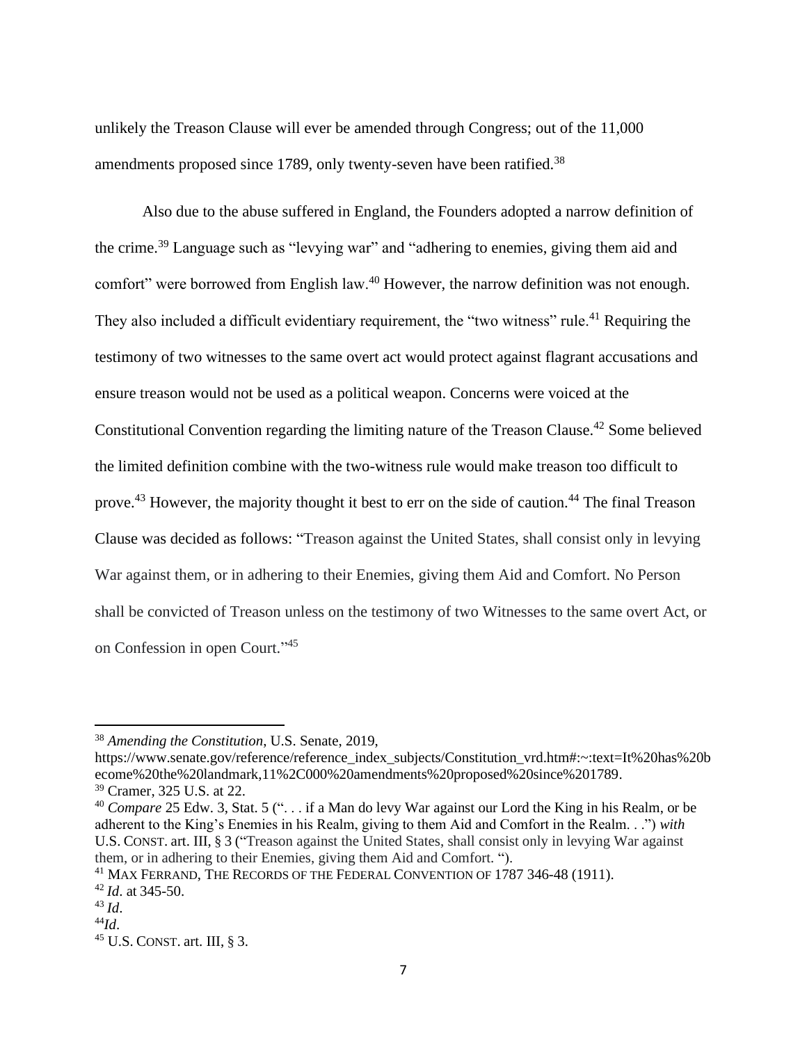unlikely the Treason Clause will ever be amended through Congress; out of the 11,000 amendments proposed since 1789, only twenty-seven have been ratified.[38]

Also due to the abuse suffered in England, the Founders adopted a narrow definition of the crime.[39] Language such as "levying war" and "adhering to enemies, giving them aid and comfort" were borrowed from English law.[40] However, the narrow definition was not enough. They also included a difficult evidentiary requirement, the "two witness" rule.[41] Requiring the testimony of two witnesses to the same overt act would protect against flagrant accusations and ensure treason would not be used as a political weapon. Concerns were voiced at the Constitutional Convention regarding the limiting nature of the Treason Clause.[42] Some believed the limited definition combine with the two-witness rule would make treason too difficult to prove.[43] However, the majority thought it best to err on the side of caution.[44] The final Treason Clause was decided as follows: "Treason against the United States, shall consist only in levying War against them, or in adhering to their Enemies, giving them Aid and Comfort. No Person shall be convicted of Treason unless on the testimony of two Witnesses to the same overt Act, or on Confession in open Court."[45]

---

[38] *Amending the Constitution*, U.S. Senate, 2019, https://www.senate.gov/reference/reference_index_subjects/Constitution_vrd.htm#:~:text=It%20has%20become%20the%20landmark,11%2C000%20amendments%20proposed%20since%201789.

[39] Cramer, 325 U.S. at 22.

[40] *Compare* 25 Edw. 3, Stat. 5 (". . . if a Man do levy War against our Lord the King in his Realm, or be adherent to the King's Enemies in his Realm, giving to them Aid and Comfort in the Realm. . .") *with* U.S. CONST. art. III, § 3 ("Treason against the United States, shall consist only in levying War against them, or in adhering to their Enemies, giving them Aid and Comfort. ").

[41] MAX FERRAND, THE RECORDS OF THE FEDERAL CONVENTION OF 1787 346-48 (1911).

[42] *Id*. at 345-50.

[43] *Id*.

[44] *Id*.

[45] U.S. CONST. art. III, § 3.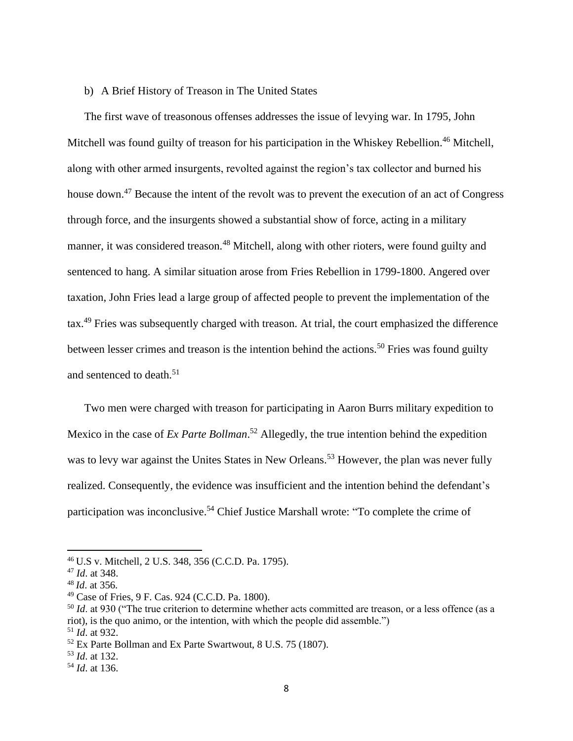### b) A Brief History of Treason in The United States

The first wave of treasonous offenses addresses the issue of levying war. In 1795, John Mitchell was found guilty of treason for his participation in the Whiskey Rebellion.[46] Mitchell, along with other armed insurgents, revolted against the region's tax collector and burned his house down.[47] Because the intent of the revolt was to prevent the execution of an act of Congress through force, and the insurgents showed a substantial show of force, acting in a military manner, it was considered treason.[48] Mitchell, along with other rioters, were found guilty and sentenced to hang. A similar situation arose from Fries Rebellion in 1799-1800. Angered over taxation, John Fries lead a large group of affected people to prevent the implementation of the tax.[49] Fries was subsequently charged with treason. At trial, the court emphasized the difference between lesser crimes and treason is the intention behind the actions.[50] Fries was found guilty and sentenced to death.[51]

Two men were charged with treason for participating in Aaron Burrs military expedition to Mexico in the case of *Ex Parte Bollman*.[52] Allegedly, the true intention behind the expedition was to levy war against the Unites States in New Orleans.[53] However, the plan was never fully realized. Consequently, the evidence was insufficient and the intention behind the defendant's participation was inconclusive.[54] Chief Justice Marshall wrote: "To complete the crime of

---

[46] U.S v. Mitchell, 2 U.S. 348, 356 (C.C.D. Pa. 1795).

[47] *Id*. at 348.

[48] *Id*. at 356.

[49] Case of Fries, 9 F. Cas. 924 (C.C.D. Pa. 1800).

[50] *Id*. at 930 ("The true criterion to determine whether acts committed are treason, or a less offence (as a riot), is the quo animo, or the intention, with which the people did assemble.")

[51] *Id*. at 932.

[52] Ex Parte Bollman and Ex Parte Swartwout, 8 U.S. 75 (1807).

[53] *Id*. at 132.

[54] *Id*. at 136.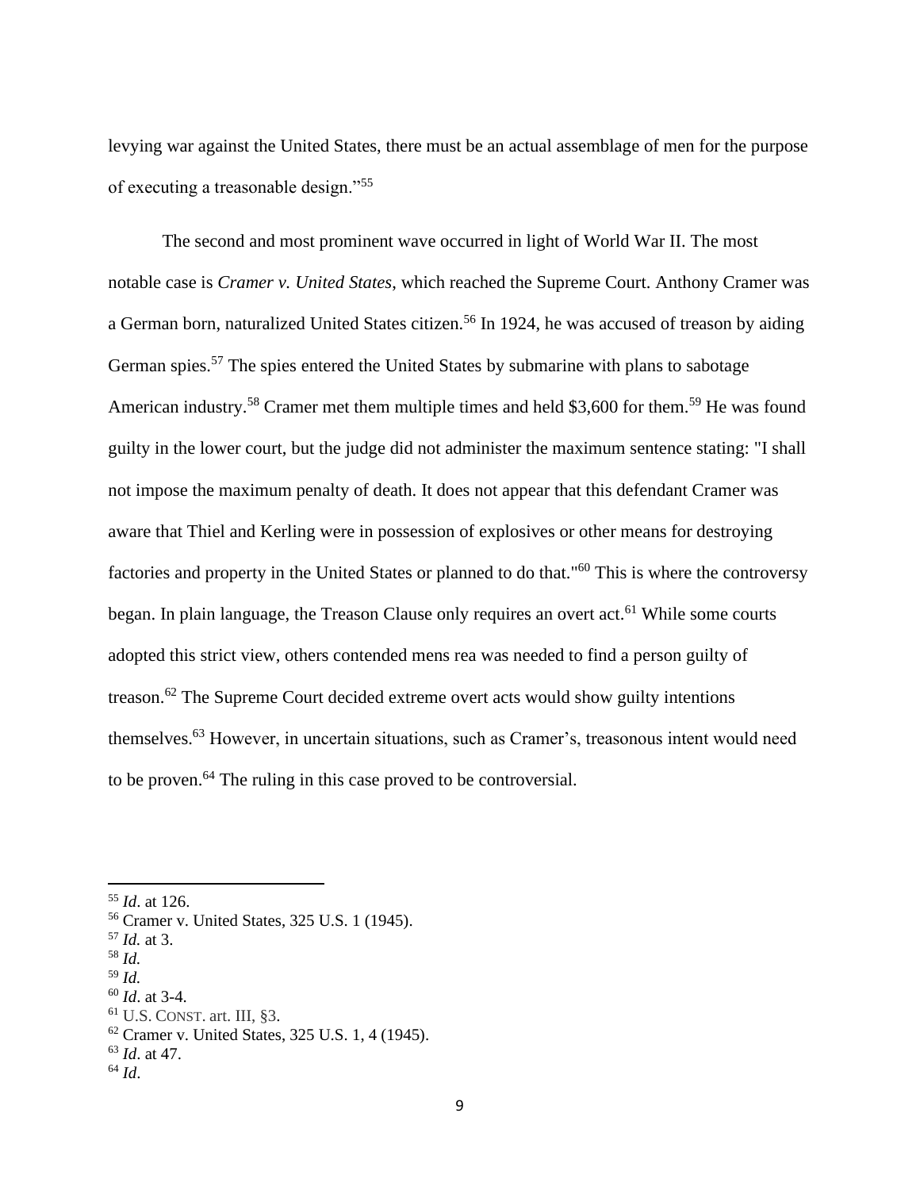levying war against the United States, there must be an actual assemblage of men for the purpose of executing a treasonable design."[55]

The second and most prominent wave occurred in light of World War II. The most notable case is *Cramer v. United States*, which reached the Supreme Court. Anthony Cramer was a German born, naturalized United States citizen.[56] In 1924, he was accused of treason by aiding German spies.[57] The spies entered the United States by submarine with plans to sabotage American industry.[58] Cramer met them multiple times and held $3,600 for them.[59] He was found guilty in the lower court, but the judge did not administer the maximum sentence stating: "I shall not impose the maximum penalty of death. It does not appear that this defendant Cramer was aware that Thiel and Kerling were in possession of explosives or other means for destroying factories and property in the United States or planned to do that."[60] This is where the controversy began. In plain language, the Treason Clause only requires an overt act.[61] While some courts adopted this strict view, others contended mens rea was needed to find a person guilty of treason.[62] The Supreme Court decided extreme overt acts would show guilty intentions themselves.[63] However, in uncertain situations, such as Cramer's, treasonous intent would need to be proven.[64] The ruling in this case proved to be controversial.

---

[55] *Id*. at 126.
[56] Cramer v. United States, 325 U.S. 1 (1945).
[57] *Id.* at 3.
[58] *Id.*
[59] *Id.*
[60] *Id*. at 3-4.
[61] U.S. CONST. art. III, §3.
[62] Cramer v. United States, 325 U.S. 1, 4 (1945).
[63] *Id*. at 47.
[64] *Id*.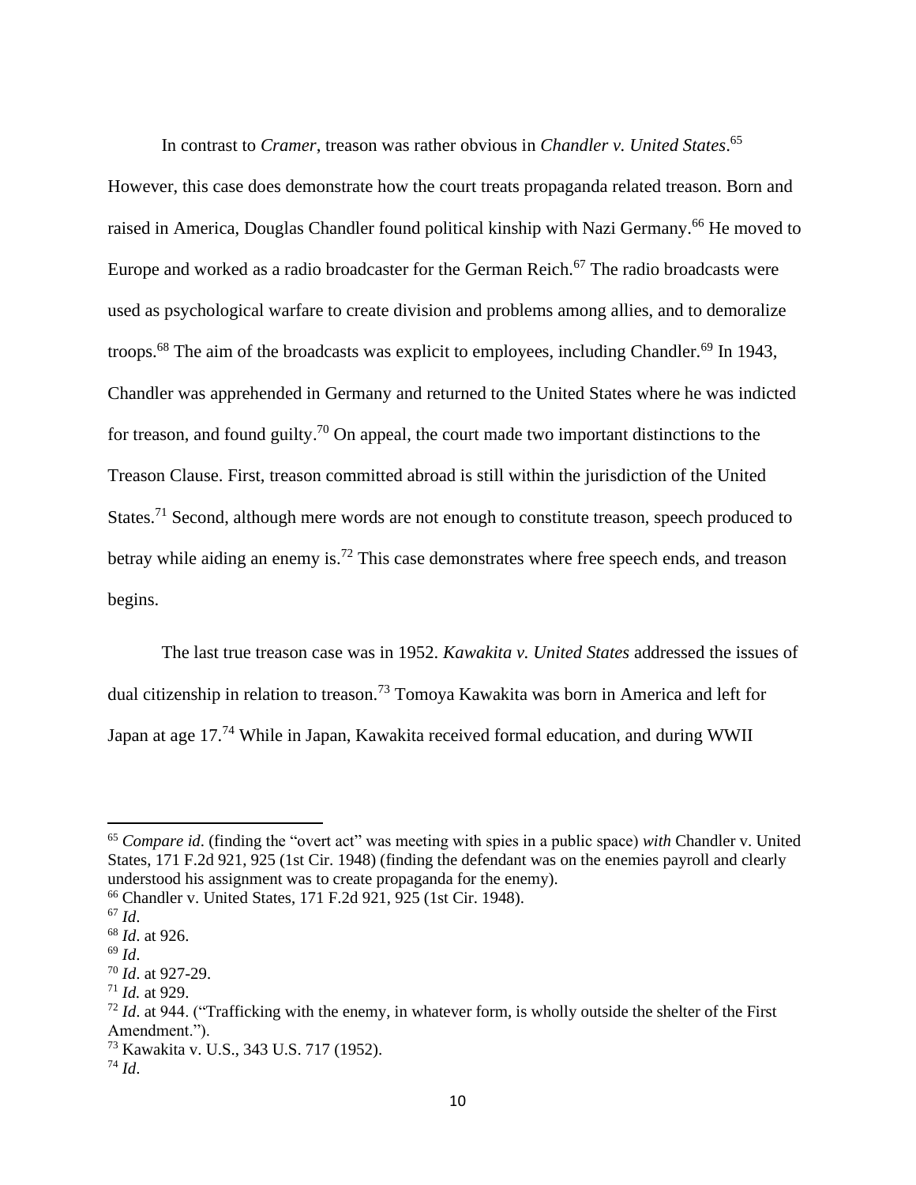In contrast to *Cramer*, treason was rather obvious in *Chandler v. United States*.[65] However, this case does demonstrate how the court treats propaganda related treason. Born and raised in America, Douglas Chandler found political kinship with Nazi Germany.[66] He moved to Europe and worked as a radio broadcaster for the German Reich.[67] The radio broadcasts were used as psychological warfare to create division and problems among allies, and to demoralize troops.[68] The aim of the broadcasts was explicit to employees, including Chandler.[69] In 1943, Chandler was apprehended in Germany and returned to the United States where he was indicted for treason, and found guilty.[70] On appeal, the court made two important distinctions to the Treason Clause. First, treason committed abroad is still within the jurisdiction of the United States.[71] Second, although mere words are not enough to constitute treason, speech produced to betray while aiding an enemy is.[72] This case demonstrates where free speech ends, and treason begins.

The last true treason case was in 1952. *Kawakita v. United States* addressed the issues of dual citizenship in relation to treason.[73] Tomoya Kawakita was born in America and left for Japan at age 17.[74] While in Japan, Kawakita received formal education, and during WWII

---

[65] *Compare id*. (finding the "overt act" was meeting with spies in a public space) *with* Chandler v. United States, 171 F.2d 921, 925 (1st Cir. 1948) (finding the defendant was on the enemies payroll and clearly understood his assignment was to create propaganda for the enemy).

[66] Chandler v. United States, 171 F.2d 921, 925 (1st Cir. 1948).

[67] *Id*.

[68] *Id*. at 926.

[69] *Id*.

[70] *Id*. at 927-29.

[71] *Id.* at 929.

[72] *Id*. at 944. ("Trafficking with the enemy, in whatever form, is wholly outside the shelter of the First Amendment.").

[73] Kawakita v. U.S., 343 U.S. 717 (1952).

[74] *Id*.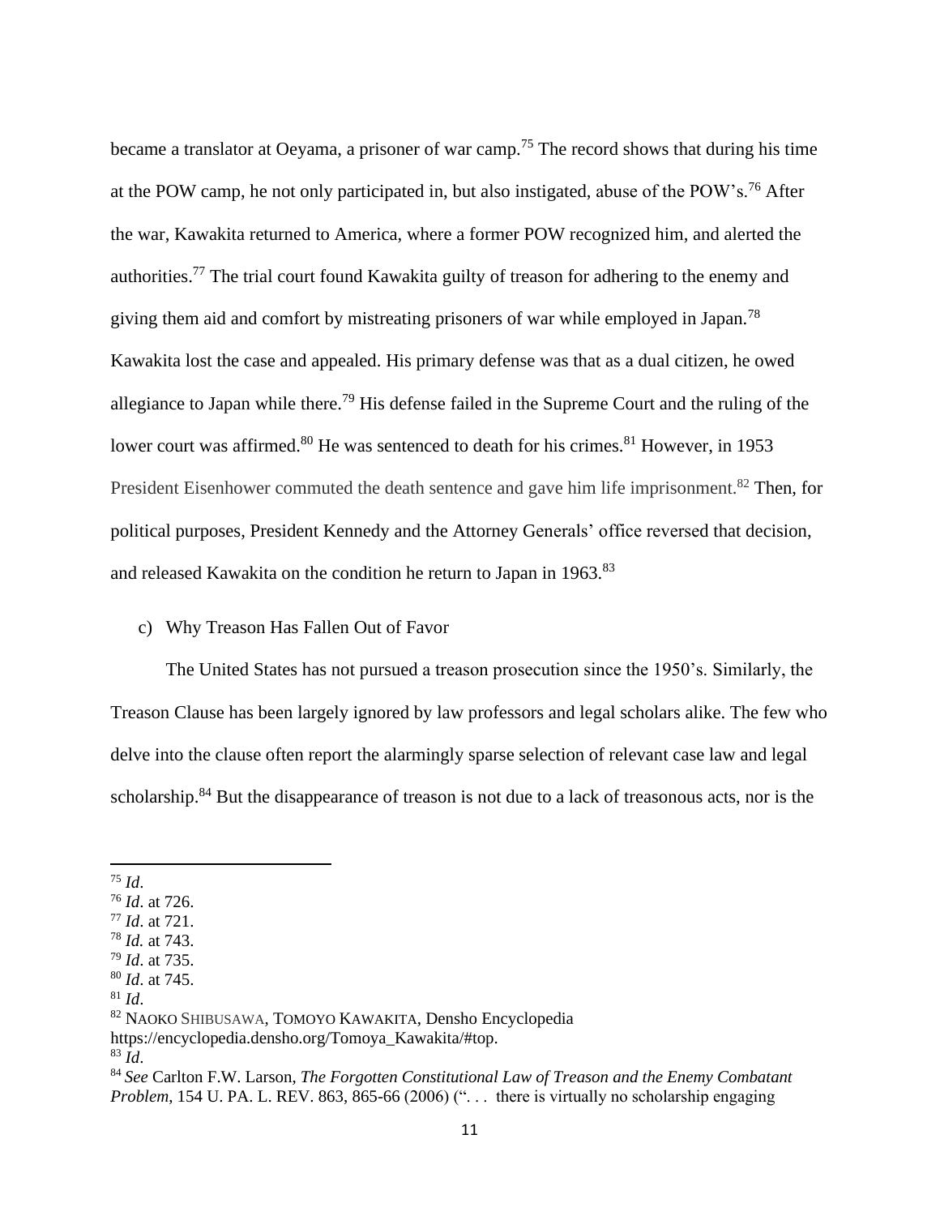became a translator at Oeyama, a prisoner of war camp.[75] The record shows that during his time at the POW camp, he not only participated in, but also instigated, abuse of the POW's.[76] After the war, Kawakita returned to America, where a former POW recognized him, and alerted the authorities.[77] The trial court found Kawakita guilty of treason for adhering to the enemy and giving them aid and comfort by mistreating prisoners of war while employed in Japan.[78] Kawakita lost the case and appealed. His primary defense was that as a dual citizen, he owed allegiance to Japan while there.[79] His defense failed in the Supreme Court and the ruling of the lower court was affirmed.[80] He was sentenced to death for his crimes.[81] However, in 1953 President Eisenhower commuted the death sentence and gave him life imprisonment.[82] Then, for political purposes, President Kennedy and the Attorney Generals' office reversed that decision, and released Kawakita on the condition he return to Japan in 1963.[83]

c) Why Treason Has Fallen Out of Favor

The United States has not pursued a treason prosecution since the 1950's. Similarly, the Treason Clause has been largely ignored by law professors and legal scholars alike. The few who delve into the clause often report the alarmingly sparse selection of relevant case law and legal scholarship.[84] But the disappearance of treason is not due to a lack of treasonous acts, nor is the

---

[75] *Id*.
[76] *Id*. at 726.
[77] *Id*. at 721.
[78] *Id.* at 743.
[79] *Id*. at 735.
[80] *Id*. at 745.
[81] *Id*.
[82] NAOKO SHIBUSAWA, TOMOYO KAWAKITA, Densho Encyclopedia https://encyclopedia.densho.org/Tomoya_Kawakita/#top.
[83] *Id*.
[84] *See* Carlton F.W. Larson, *The Forgotten Constitutional Law of Treason and the Enemy Combatant Problem*, 154 U. PA. L. REV. 863, 865-66 (2006) (". . . there is virtually no scholarship engaging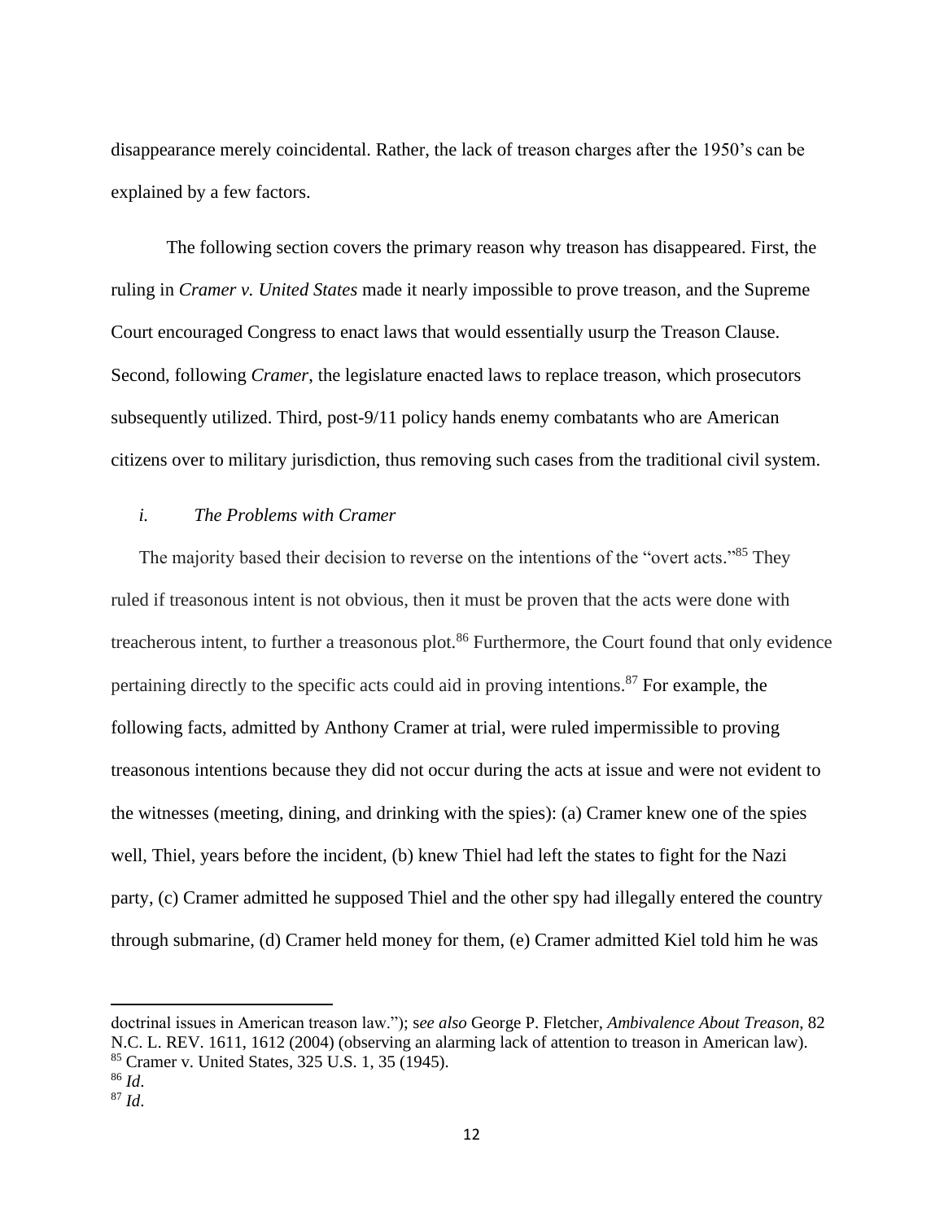disappearance merely coincidental. Rather, the lack of treason charges after the 1950's can be explained by a few factors.

The following section covers the primary reason why treason has disappeared. First, the ruling in *Cramer v. United States* made it nearly impossible to prove treason, and the Supreme Court encouraged Congress to enact laws that would essentially usurp the Treason Clause. Second, following *Cramer*, the legislature enacted laws to replace treason, which prosecutors subsequently utilized. Third, post-9/11 policy hands enemy combatants who are American citizens over to military jurisdiction, thus removing such cases from the traditional civil system.

### *i. The Problems with Cramer*

The majority based their decision to reverse on the intentions of the "overt acts."[85] They ruled if treasonous intent is not obvious, then it must be proven that the acts were done with treacherous intent, to further a treasonous plot.[86] Furthermore, the Court found that only evidence pertaining directly to the specific acts could aid in proving intentions.[87] For example, the following facts, admitted by Anthony Cramer at trial, were ruled impermissible to proving treasonous intentions because they did not occur during the acts at issue and were not evident to the witnesses (meeting, dining, and drinking with the spies): (a) Cramer knew one of the spies well, Thiel, years before the incident, (b) knew Thiel had left the states to fight for the Nazi party, (c) Cramer admitted he supposed Thiel and the other spy had illegally entered the country through submarine, (d) Cramer held money for them, (e) Cramer admitted Kiel told him he was

---

doctrinal issues in American treason law."); s*ee also* George P. Fletcher, *Ambivalence About Treason*, 82 N.C. L. REV. 1611, 1612 (2004) (observing an alarming lack of attention to treason in American law).

[85] Cramer v. United States, 325 U.S. 1, 35 (1945).

[86] *Id*.

[87] *Id*.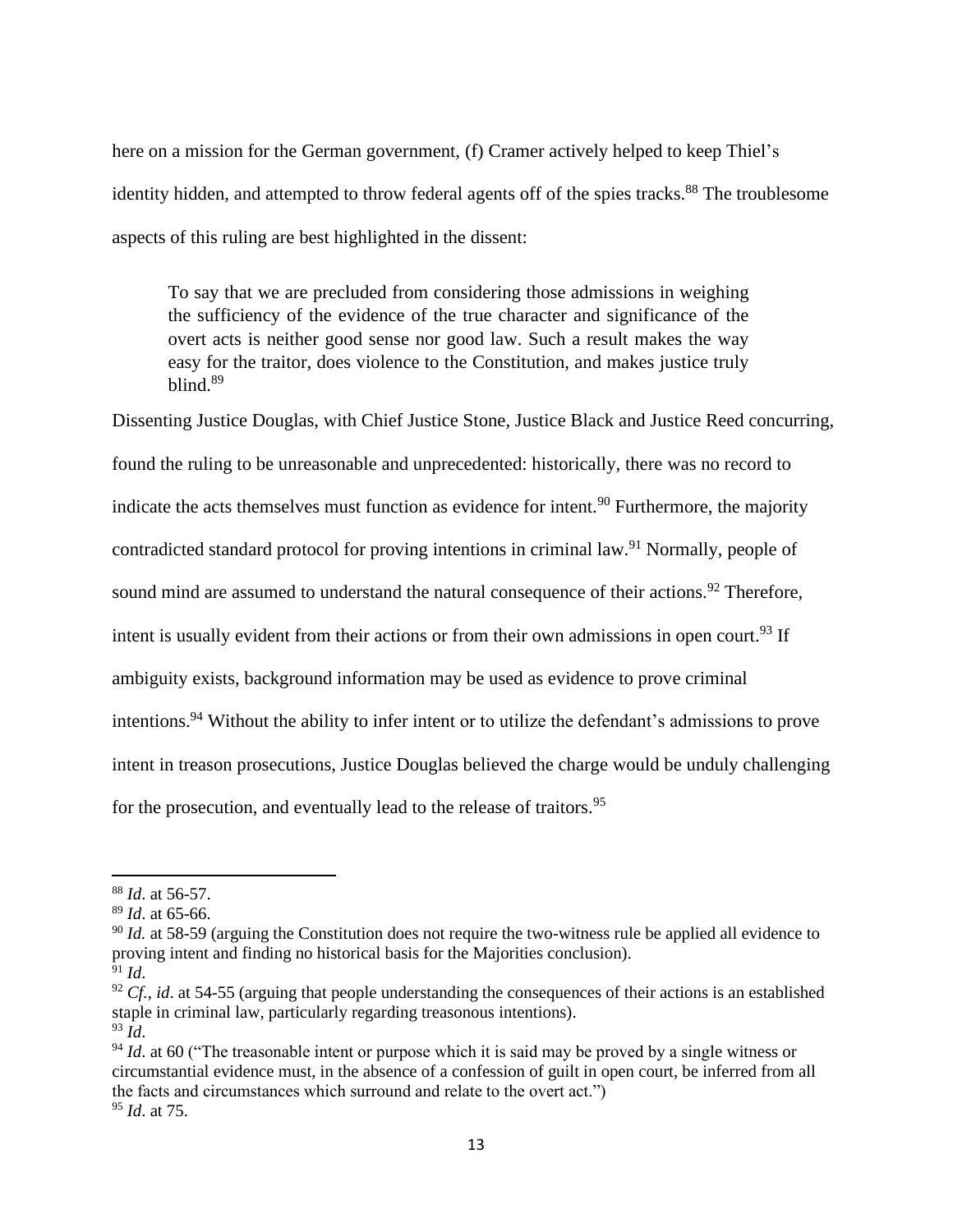here on a mission for the German government, (f) Cramer actively helped to keep Thiel's identity hidden, and attempted to throw federal agents off of the spies tracks.[88] The troublesome aspects of this ruling are best highlighted in the dissent:

> To say that we are precluded from considering those admissions in weighing the sufficiency of the evidence of the true character and significance of the overt acts is neither good sense nor good law. Such a result makes the way easy for the traitor, does violence to the Constitution, and makes justice truly blind.[89]

Dissenting Justice Douglas, with Chief Justice Stone, Justice Black and Justice Reed concurring, found the ruling to be unreasonable and unprecedented: historically, there was no record to indicate the acts themselves must function as evidence for intent.[90] Furthermore, the majority contradicted standard protocol for proving intentions in criminal law.[91] Normally, people of sound mind are assumed to understand the natural consequence of their actions.[92] Therefore, intent is usually evident from their actions or from their own admissions in open court.[93] If ambiguity exists, background information may be used as evidence to prove criminal intentions.[94] Without the ability to infer intent or to utilize the defendant's admissions to prove intent in treason prosecutions, Justice Douglas believed the charge would be unduly challenging for the prosecution, and eventually lead to the release of traitors.[95]

---

[88] *Id*. at 56-57.

[89] *Id*. at 65-66.

[90] *Id.* at 58-59 (arguing the Constitution does not require the two-witness rule be applied all evidence to proving intent and finding no historical basis for the Majorities conclusion).

[91] *Id*.

[92] *Cf., id*. at 54-55 (arguing that people understanding the consequences of their actions is an established staple in criminal law, particularly regarding treasonous intentions).

[93] *Id*.

[94] *Id*. at 60 ("The treasonable intent or purpose which it is said may be proved by a single witness or circumstantial evidence must, in the absence of a confession of guilt in open court, be inferred from all the facts and circumstances which surround and relate to the overt act.")

[95] *Id*. at 75.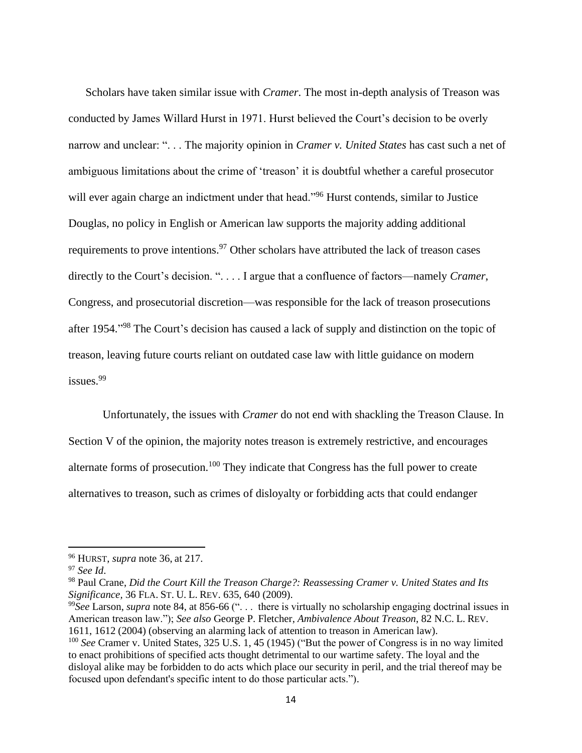Scholars have taken similar issue with *Cramer*. The most in-depth analysis of Treason was conducted by James Willard Hurst in 1971. Hurst believed the Court's decision to be overly narrow and unclear: ". . . The majority opinion in *Cramer v. United States* has cast such a net of ambiguous limitations about the crime of 'treason' it is doubtful whether a careful prosecutor will ever again charge an indictment under that head."[96] Hurst contends, similar to Justice Douglas, no policy in English or American law supports the majority adding additional requirements to prove intentions.[97] Other scholars have attributed the lack of treason cases directly to the Court's decision. ". . . . I argue that a confluence of factors—namely *Cramer*, Congress, and prosecutorial discretion—was responsible for the lack of treason prosecutions after 1954."[98] The Court's decision has caused a lack of supply and distinction on the topic of treason, leaving future courts reliant on outdated case law with little guidance on modern issues.[99]

Unfortunately, the issues with *Cramer* do not end with shackling the Treason Clause. In Section V of the opinion, the majority notes treason is extremely restrictive, and encourages alternate forms of prosecution.[100] They indicate that Congress has the full power to create alternatives to treason, such as crimes of disloyalty or forbidding acts that could endanger

---

[96] HURST, *supra* note 36, at 217.

[97] *See Id*.

[98] Paul Crane, *Did the Court Kill the Treason Charge?: Reassessing Cramer v. United States and Its Significance*, 36 FLA. ST. U. L. REV. 635, 640 (2009).

[99] *See* Larson, *supra* note 84, at 856-66 (". . . there is virtually no scholarship engaging doctrinal issues in American treason law."); *See also* George P. Fletcher, *Ambivalence About Treason*, 82 N.C. L. REV. 1611, 1612 (2004) (observing an alarming lack of attention to treason in American law).

[100] *See* Cramer v. United States, 325 U.S. 1, 45 (1945) ("But the power of Congress is in no way limited to enact prohibitions of specified acts thought detrimental to our wartime safety. The loyal and the disloyal alike may be forbidden to do acts which place our security in peril, and the trial thereof may be focused upon defendant's specific intent to do those particular acts.").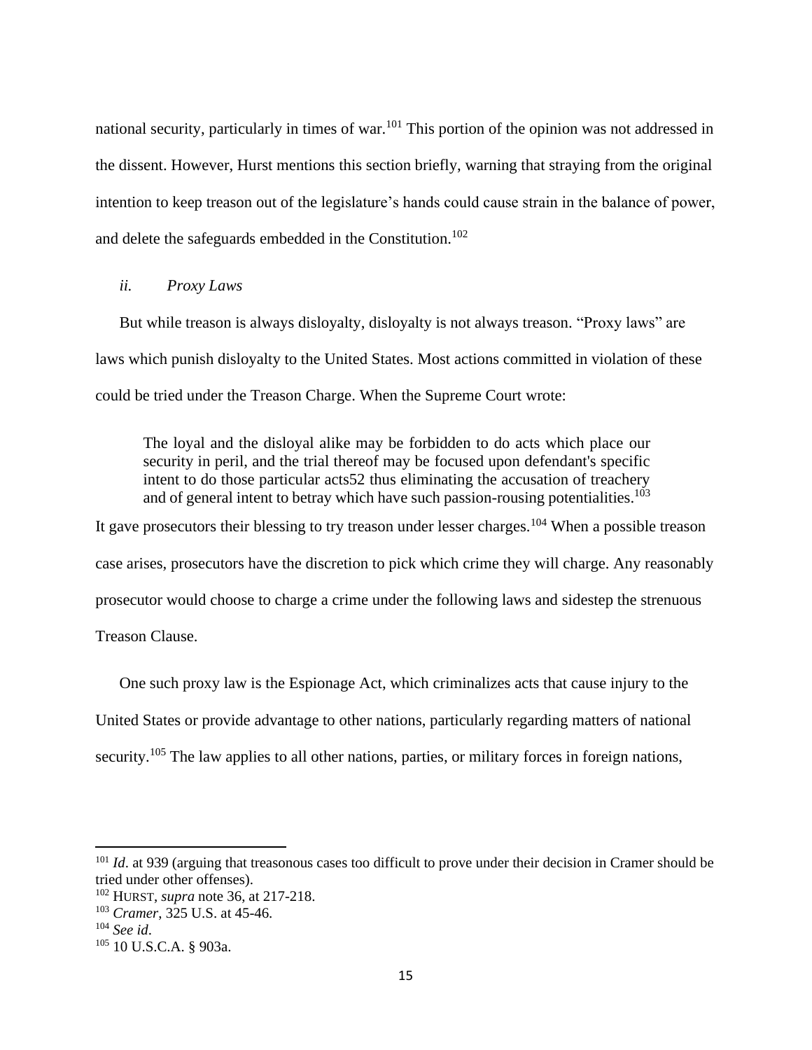national security, particularly in times of war.[101] This portion of the opinion was not addressed in the dissent. However, Hurst mentions this section briefly, warning that straying from the original intention to keep treason out of the legislature's hands could cause strain in the balance of power, and delete the safeguards embedded in the Constitution.[102]

### *ii. Proxy Laws*

But while treason is always disloyalty, disloyalty is not always treason. "Proxy laws" are laws which punish disloyalty to the United States. Most actions committed in violation of these could be tried under the Treason Charge. When the Supreme Court wrote:

> The loyal and the disloyal alike may be forbidden to do acts which place our security in peril, and the trial thereof may be focused upon defendant's specific intent to do those particular acts52 thus eliminating the accusation of treachery and of general intent to betray which have such passion-rousing potentialities.[103]

It gave prosecutors their blessing to try treason under lesser charges.[104] When a possible treason case arises, prosecutors have the discretion to pick which crime they will charge. Any reasonably prosecutor would choose to charge a crime under the following laws and sidestep the strenuous Treason Clause.

One such proxy law is the Espionage Act, which criminalizes acts that cause injury to the United States or provide advantage to other nations, particularly regarding matters of national security.[105] The law applies to all other nations, parties, or military forces in foreign nations,

---

[101] *Id*. at 939 (arguing that treasonous cases too difficult to prove under their decision in Cramer should be tried under other offenses).

[102] HURST, *supra* note 36, at 217-218.

[103] *Cramer*, 325 U.S. at 45-46.

[104] *See id*.

[105] 10 U.S.C.A. § 903a.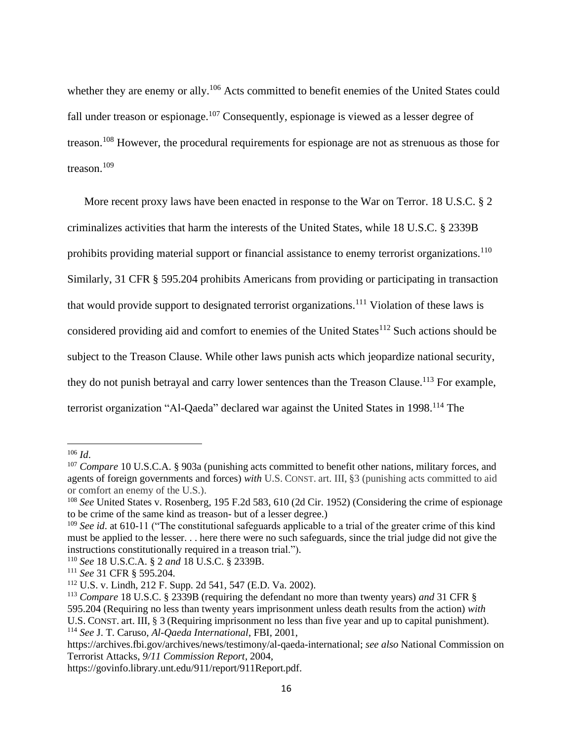whether they are enemy or ally.[106] Acts committed to benefit enemies of the United States could fall under treason or espionage.[107] Consequently, espionage is viewed as a lesser degree of treason.[108] However, the procedural requirements for espionage are not as strenuous as those for treason.[109]

More recent proxy laws have been enacted in response to the War on Terror. 18 U.S.C. § 2 criminalizes activities that harm the interests of the United States, while 18 U.S.C. § 2339B prohibits providing material support or financial assistance to enemy terrorist organizations.[110] Similarly, 31 CFR § 595.204 prohibits Americans from providing or participating in transaction that would provide support to designated terrorist organizations.[111] Violation of these laws is considered providing aid and comfort to enemies of the United States[112] Such actions should be subject to the Treason Clause. While other laws punish acts which jeopardize national security, they do not punish betrayal and carry lower sentences than the Treason Clause.[113] For example, terrorist organization "Al-Qaeda" declared war against the United States in 1998.[114] The

---

[106] *Id*.

[107] *Compare* 10 U.S.C.A. § 903a (punishing acts committed to benefit other nations, military forces, and agents of foreign governments and forces) *with* U.S. CONST. art. III, §3 (punishing acts committed to aid or comfort an enemy of the U.S.).

[108] *See* United States v. Rosenberg, 195 F.2d 583, 610 (2d Cir. 1952) (Considering the crime of espionage to be crime of the same kind as treason- but of a lesser degree.)

[109] *See id*. at 610-11 ("The constitutional safeguards applicable to a trial of the greater crime of this kind must be applied to the lesser. . . here there were no such safeguards, since the trial judge did not give the instructions constitutionally required in a treason trial.").

[110] *See* 18 U.S.C.A. § 2 *and* 18 U.S.C. § 2339B.

[111] *See* 31 CFR § 595.204.

[112] U.S. v. Lindh, 212 F. Supp. 2d 541, 547 (E.D. Va. 2002).

[113] *Compare* 18 U.S.C. § 2339B (requiring the defendant no more than twenty years) *and* 31 CFR § 595.204 (Requiring no less than twenty years imprisonment unless death results from the action) *with* U.S. CONST. art. III, § 3 (Requiring imprisonment no less than five year and up to capital punishment).

[114] *See* J. T. Caruso, *Al-Qaeda International*, FBI, 2001, https://archives.fbi.gov/archives/news/testimony/al-qaeda-international; *see also* National Commission on Terrorist Attacks, *9/11 Commission Report*, 2004, https://govinfo.library.unt.edu/911/report/911Report.pdf.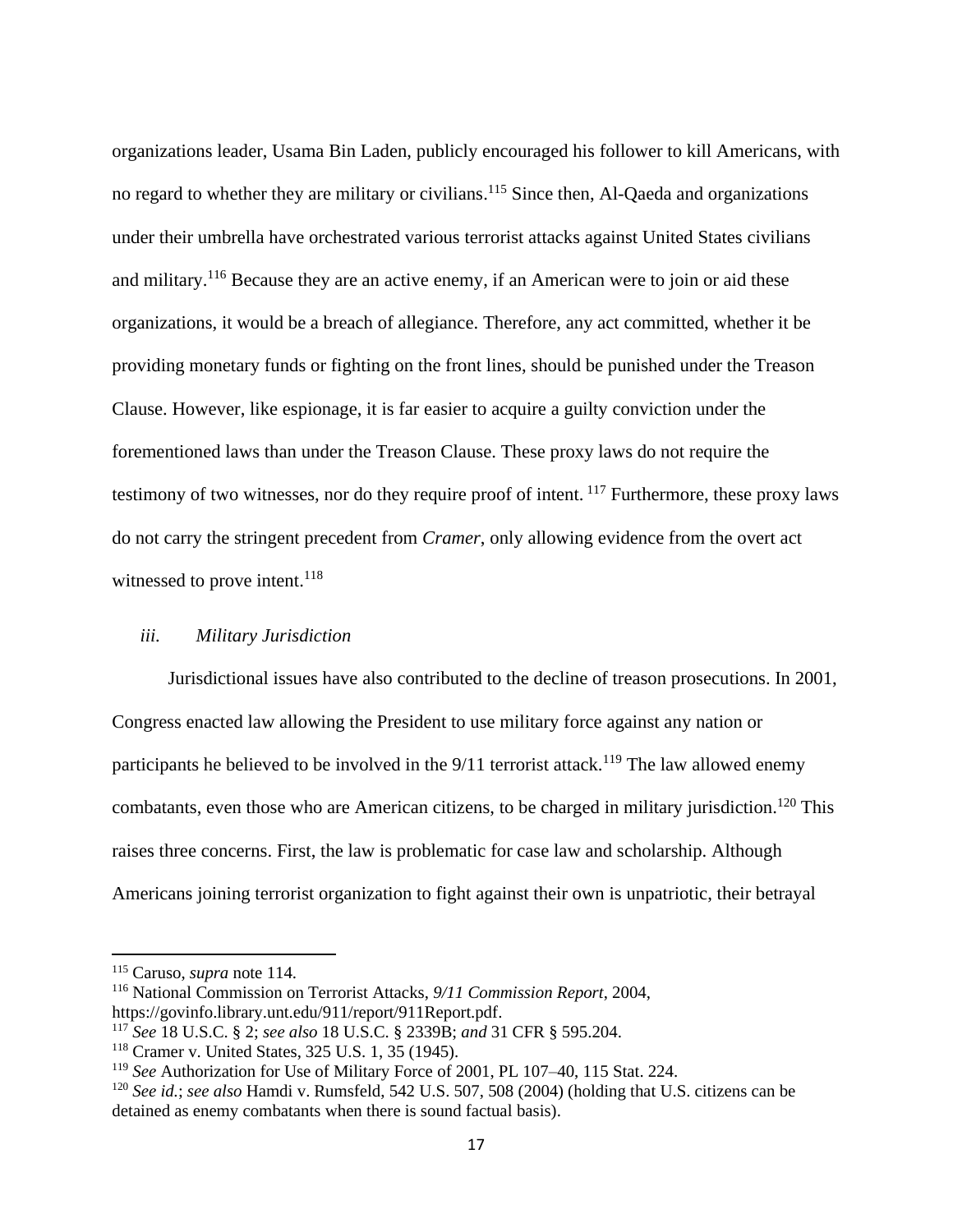organizations leader, Usama Bin Laden, publicly encouraged his follower to kill Americans, with no regard to whether they are military or civilians.[115] Since then, Al-Qaeda and organizations under their umbrella have orchestrated various terrorist attacks against United States civilians and military.[116] Because they are an active enemy, if an American were to join or aid these organizations, it would be a breach of allegiance. Therefore, any act committed, whether it be providing monetary funds or fighting on the front lines, should be punished under the Treason Clause. However, like espionage, it is far easier to acquire a guilty conviction under the forementioned laws than under the Treason Clause. These proxy laws do not require the testimony of two witnesses, nor do they require proof of intent. [117] Furthermore, these proxy laws do not carry the stringent precedent from *Cramer*, only allowing evidence from the overt act witnessed to prove intent.[118]

### *iii. Military Jurisdiction*

Jurisdictional issues have also contributed to the decline of treason prosecutions. In 2001, Congress enacted law allowing the President to use military force against any nation or participants he believed to be involved in the 9/11 terrorist attack.[119] The law allowed enemy combatants, even those who are American citizens, to be charged in military jurisdiction.[120] This raises three concerns. First, the law is problematic for case law and scholarship. Although Americans joining terrorist organization to fight against their own is unpatriotic, their betrayal

---

[115] Caruso, *supra* note 114.

[116] National Commission on Terrorist Attacks, *9/11 Commission Report*, 2004, https://govinfo.library.unt.edu/911/report/911Report.pdf.

[117] *See* 18 U.S.C. § 2; *see also* 18 U.S.C. § 2339B; *and* 31 CFR § 595.204.

[118] Cramer v. United States, 325 U.S. 1, 35 (1945).

[119] *See* Authorization for Use of Military Force of 2001, PL 107–40, 115 Stat. 224.

[120] *See id.*; *see also* Hamdi v. Rumsfeld, 542 U.S. 507, 508 (2004) (holding that U.S. citizens can be detained as enemy combatants when there is sound factual basis).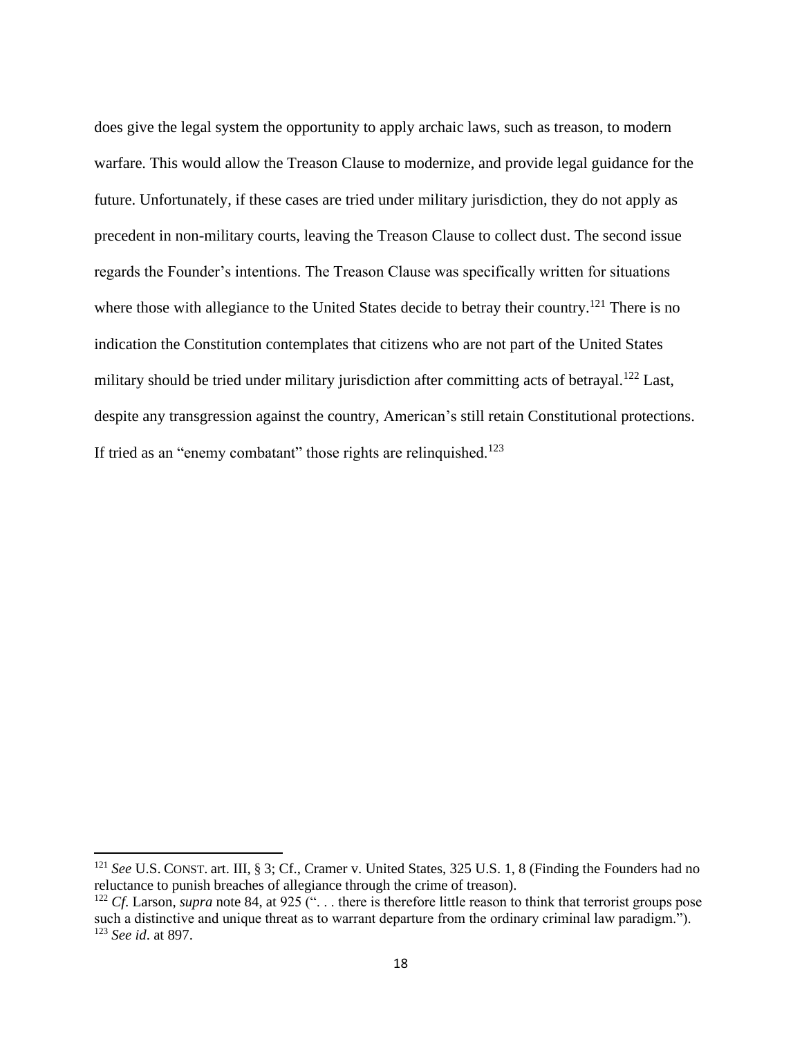does give the legal system the opportunity to apply archaic laws, such as treason, to modern warfare. This would allow the Treason Clause to modernize, and provide legal guidance for the future. Unfortunately, if these cases are tried under military jurisdiction, they do not apply as precedent in non-military courts, leaving the Treason Clause to collect dust. The second issue regards the Founder's intentions. The Treason Clause was specifically written for situations where those with allegiance to the United States decide to betray their country.[121] There is no indication the Constitution contemplates that citizens who are not part of the United States military should be tried under military jurisdiction after committing acts of betrayal.[122] Last, despite any transgression against the country, American's still retain Constitutional protections. If tried as an "enemy combatant" those rights are relinquished.[123]

---

[121] *See* U.S. CONST. art. III, § 3; Cf., Cramer v. United States, 325 U.S. 1, 8 (Finding the Founders had no reluctance to punish breaches of allegiance through the crime of treason).

[122] *Cf*. Larson, *supra* note 84, at 925 (". . . there is therefore little reason to think that terrorist groups pose such a distinctive and unique threat as to warrant departure from the ordinary criminal law paradigm.").

[123] *See id*. at 897.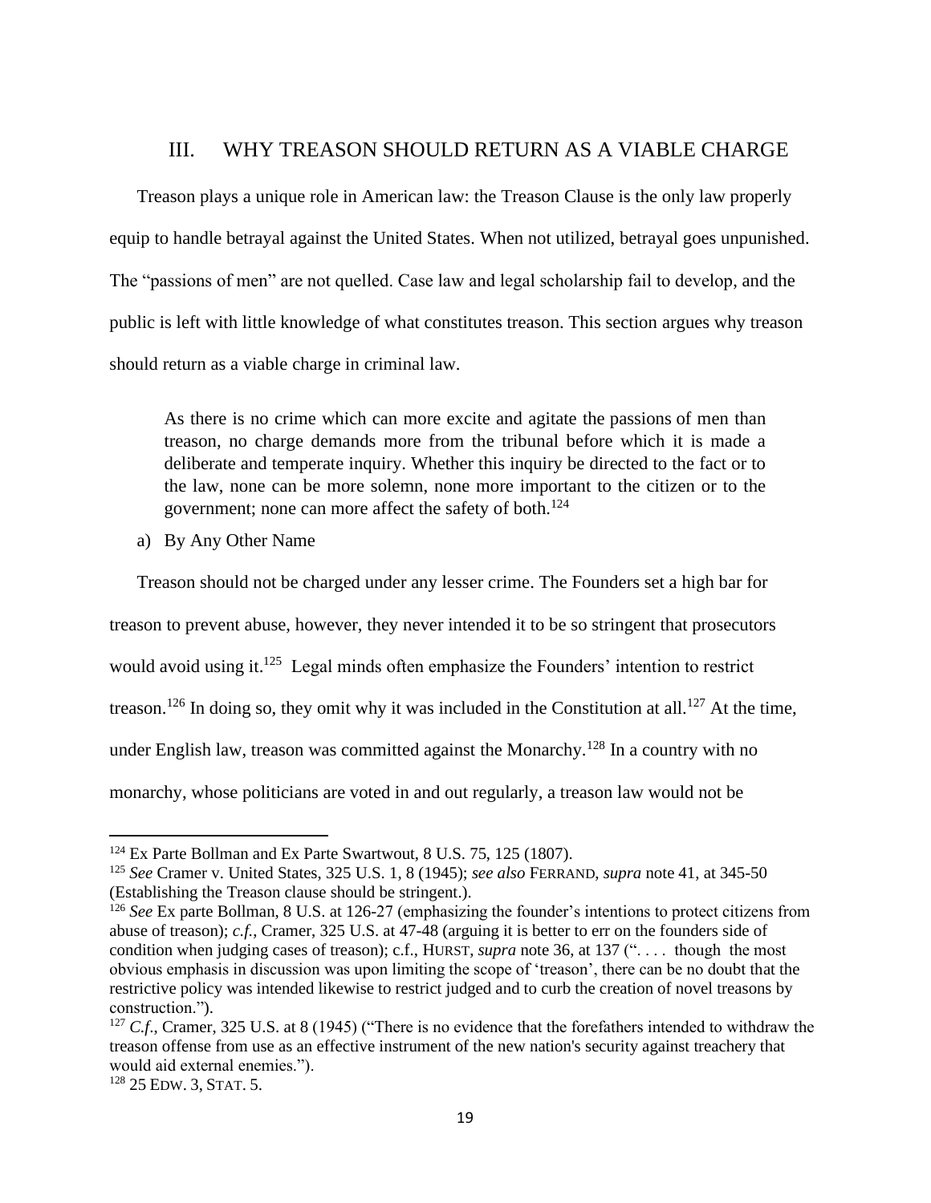## III. WHY TREASON SHOULD RETURN AS A VIABLE CHARGE

Treason plays a unique role in American law: the Treason Clause is the only law properly equip to handle betrayal against the United States. When not utilized, betrayal goes unpunished. The "passions of men" are not quelled. Case law and legal scholarship fail to develop, and the public is left with little knowledge of what constitutes treason. This section argues why treason should return as a viable charge in criminal law.

> As there is no crime which can more excite and agitate the passions of men than treason, no charge demands more from the tribunal before which it is made a deliberate and temperate inquiry. Whether this inquiry be directed to the fact or to the law, none can be more solemn, none more important to the citizen or to the government; none can more affect the safety of both.[124]

### a) By Any Other Name

Treason should not be charged under any lesser crime. The Founders set a high bar for treason to prevent abuse, however, they never intended it to be so stringent that prosecutors would avoid using it.[125] Legal minds often emphasize the Founders' intention to restrict treason.[126] In doing so, they omit why it was included in the Constitution at all.[127] At the time, under English law, treason was committed against the Monarchy.[128] In a country with no monarchy, whose politicians are voted in and out regularly, a treason law would not be

---

[124] Ex Parte Bollman and Ex Parte Swartwout, 8 U.S. 75, 125 (1807).

[125] *See* Cramer v. United States, 325 U.S. 1, 8 (1945); *see also* FERRAND, *supra* note 41, at 345-50 (Establishing the Treason clause should be stringent.).

[126] *See* Ex parte Bollman, 8 U.S. at 126-27 (emphasizing the founder's intentions to protect citizens from abuse of treason); *c.f.*, Cramer, 325 U.S. at 47-48 (arguing it is better to err on the founders side of condition when judging cases of treason); c.f., HURST, *supra* note 36, at 137 (". . . . though the most obvious emphasis in discussion was upon limiting the scope of 'treason', there can be no doubt that the restrictive policy was intended likewise to restrict judged and to curb the creation of novel treasons by construction.").

[127] *C.f.*, Cramer, 325 U.S. at 8 (1945) ("There is no evidence that the forefathers intended to withdraw the treason offense from use as an effective instrument of the new nation's security against treachery that would aid external enemies.").

[128] 25 EDW. 3, STAT. 5.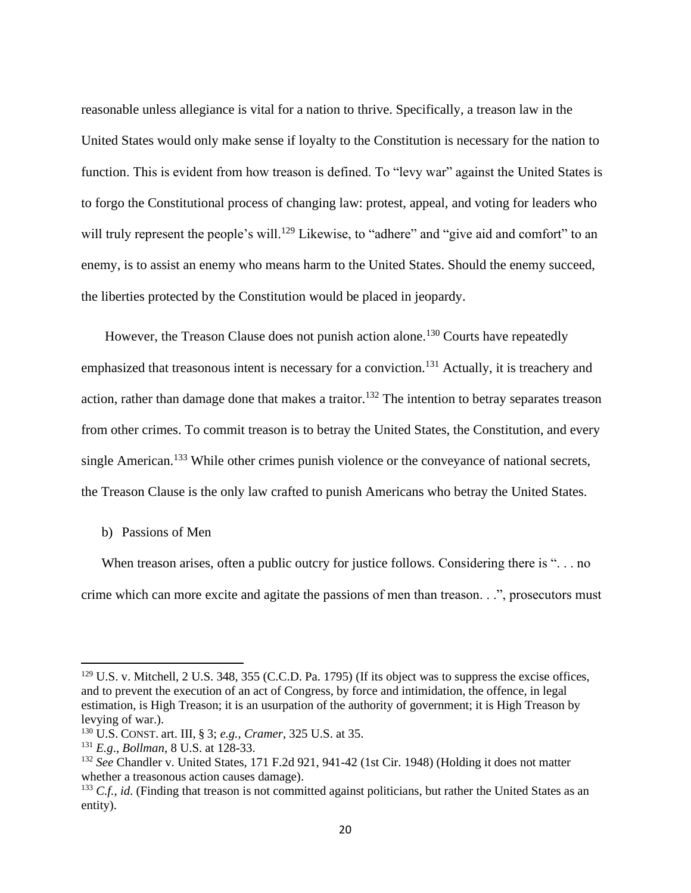reasonable unless allegiance is vital for a nation to thrive. Specifically, a treason law in the United States would only make sense if loyalty to the Constitution is necessary for the nation to function. This is evident from how treason is defined. To "levy war" against the United States is to forgo the Constitutional process of changing law: protest, appeal, and voting for leaders who will truly represent the people's will.[129] Likewise, to "adhere" and "give aid and comfort" to an enemy, is to assist an enemy who means harm to the United States. Should the enemy succeed, the liberties protected by the Constitution would be placed in jeopardy.

However, the Treason Clause does not punish action alone.[130] Courts have repeatedly emphasized that treasonous intent is necessary for a conviction.[131] Actually, it is treachery and action, rather than damage done that makes a traitor.[132] The intention to betray separates treason from other crimes. To commit treason is to betray the United States, the Constitution, and every single American.[133] While other crimes punish violence or the conveyance of national secrets, the Treason Clause is the only law crafted to punish Americans who betray the United States.

b) Passions of Men

When treason arises, often a public outcry for justice follows. Considering there is ". . . no crime which can more excite and agitate the passions of men than treason. . .", prosecutors must

---

[129] U.S. v. Mitchell, 2 U.S. 348, 355 (C.C.D. Pa. 1795) (If its object was to suppress the excise offices, and to prevent the execution of an act of Congress, by force and intimidation, the offence, in legal estimation, is High Treason; it is an usurpation of the authority of government; it is High Treason by levying of war.).

[130] U.S. CONST. art. III, § 3; *e.g.*, *Cramer*, 325 U.S. at 35.

[131] *E.g.*, *Bollman*, 8 U.S. at 128-33.

[132] *See* Chandler v. United States, 171 F.2d 921, 941-42 (1st Cir. 1948) (Holding it does not matter whether a treasonous action causes damage).

[133] *C.f.*, *id.* (Finding that treason is not committed against politicians, but rather the United States as an entity).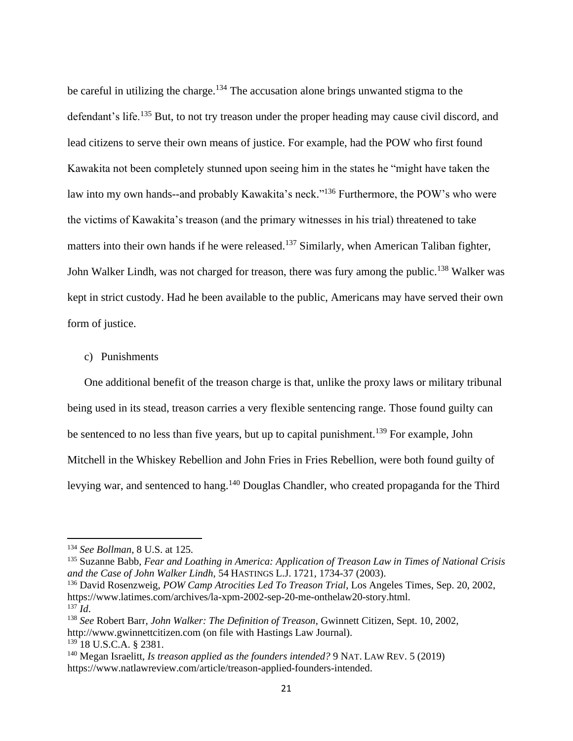be careful in utilizing the charge.[134] The accusation alone brings unwanted stigma to the defendant's life.[135] But, to not try treason under the proper heading may cause civil discord, and lead citizens to serve their own means of justice. For example, had the POW who first found Kawakita not been completely stunned upon seeing him in the states he "might have taken the law into my own hands--and probably Kawakita's neck."[136] Furthermore, the POW's who were the victims of Kawakita's treason (and the primary witnesses in his trial) threatened to take matters into their own hands if he were released.[137] Similarly, when American Taliban fighter, John Walker Lindh, was not charged for treason, there was fury among the public.[138] Walker was kept in strict custody. Had he been available to the public, Americans may have served their own form of justice.

c) Punishments

One additional benefit of the treason charge is that, unlike the proxy laws or military tribunal being used in its stead, treason carries a very flexible sentencing range. Those found guilty can be sentenced to no less than five years, but up to capital punishment.[139] For example, John Mitchell in the Whiskey Rebellion and John Fries in Fries Rebellion, were both found guilty of levying war, and sentenced to hang.[140] Douglas Chandler, who created propaganda for the Third

---

[134] *See Bollman*, 8 U.S. at 125.

[135] Suzanne Babb, *Fear and Loathing in America: Application of Treason Law in Times of National Crisis and the Case of John Walker Lindh*, 54 HASTINGS L.J. 1721, 1734-37 (2003).

[136] David Rosenzweig, *POW Camp Atrocities Led To Treason Trial*, Los Angeles Times, Sep. 20, 2002, https://www.latimes.com/archives/la-xpm-2002-sep-20-me-onthelaw20-story.html.

[137] *Id*.

[138] *See* Robert Barr, *John Walker: The Definition of Treason*, Gwinnett Citizen, Sept. 10, 2002, http://www.gwinnettcitizen.com (on file with Hastings Law Journal).

[139] 18 U.S.C.A. § 2381.

[140] Megan Israelitt, *Is treason applied as the founders intended?* 9 NAT. LAW REV. 5 (2019) https://www.natlawreview.com/article/treason-applied-founders-intended.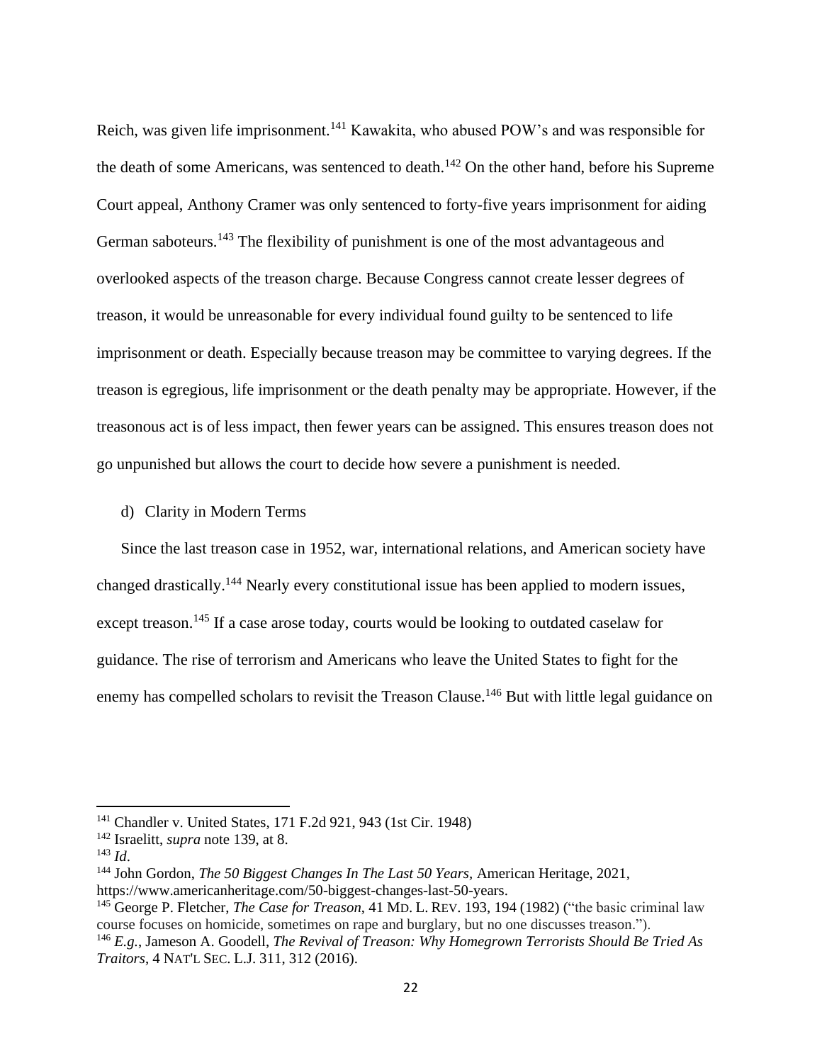Reich, was given life imprisonment.[141] Kawakita, who abused POW's and was responsible for the death of some Americans, was sentenced to death.[142] On the other hand, before his Supreme Court appeal, Anthony Cramer was only sentenced to forty-five years imprisonment for aiding German saboteurs.[143] The flexibility of punishment is one of the most advantageous and overlooked aspects of the treason charge. Because Congress cannot create lesser degrees of treason, it would be unreasonable for every individual found guilty to be sentenced to life imprisonment or death. Especially because treason may be committee to varying degrees. If the treason is egregious, life imprisonment or the death penalty may be appropriate. However, if the treasonous act is of less impact, then fewer years can be assigned. This ensures treason does not go unpunished but allows the court to decide how severe a punishment is needed.

d) Clarity in Modern Terms

Since the last treason case in 1952, war, international relations, and American society have changed drastically.[144] Nearly every constitutional issue has been applied to modern issues, except treason.[145] If a case arose today, courts would be looking to outdated caselaw for guidance. The rise of terrorism and Americans who leave the United States to fight for the enemy has compelled scholars to revisit the Treason Clause.[146] But with little legal guidance on

---

[141] Chandler v. United States, 171 F.2d 921, 943 (1st Cir. 1948)

[142] Israelitt, *supra* note 139, at 8.

[143] *Id*.

[144] John Gordon, *The 50 Biggest Changes In The Last 50 Years,* American Heritage, 2021, https://www.americanheritage.com/50-biggest-changes-last-50-years.

[145] George P. Fletcher, *The Case for Treason*, 41 MD. L. REV. 193, 194 (1982) ("the basic criminal law course focuses on homicide, sometimes on rape and burglary, but no one discusses treason.").

[146] *E.g.*, Jameson A. Goodell, *The Revival of Treason: Why Homegrown Terrorists Should Be Tried As Traitors*, 4 NAT'L SEC. L.J. 311, 312 (2016).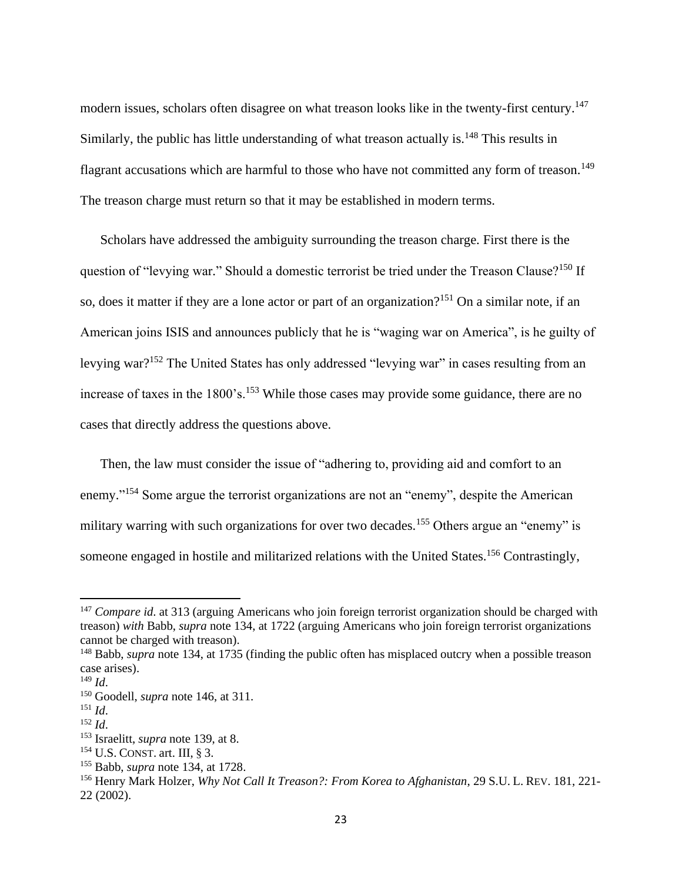modern issues, scholars often disagree on what treason looks like in the twenty-first century.[147] Similarly, the public has little understanding of what treason actually is.[148] This results in flagrant accusations which are harmful to those who have not committed any form of treason.[149] The treason charge must return so that it may be established in modern terms.

Scholars have addressed the ambiguity surrounding the treason charge. First there is the question of "levying war." Should a domestic terrorist be tried under the Treason Clause?[150] If so, does it matter if they are a lone actor or part of an organization?[151] On a similar note, if an American joins ISIS and announces publicly that he is "waging war on America", is he guilty of levying war?[152] The United States has only addressed "levying war" in cases resulting from an increase of taxes in the 1800's.[153] While those cases may provide some guidance, there are no cases that directly address the questions above.

Then, the law must consider the issue of "adhering to, providing aid and comfort to an enemy."[154] Some argue the terrorist organizations are not an "enemy", despite the American military warring with such organizations for over two decades.[155] Others argue an "enemy" is someone engaged in hostile and militarized relations with the United States.[156] Contrastingly,

---

[147] *Compare id.* at 313 (arguing Americans who join foreign terrorist organization should be charged with treason) *with* Babb, *supra* note 134, at 1722 (arguing Americans who join foreign terrorist organizations cannot be charged with treason).

[148] Babb, *supra* note 134, at 1735 (finding the public often has misplaced outcry when a possible treason case arises).

[149] *Id*.

[150] Goodell, *supra* note 146, at 311.

[151] *Id*.

[152] *Id*.

[153] Israelitt, *supra* note 139, at 8.

[154] U.S. CONST. art. III, § 3.

[155] Babb, *supra* note 134, at 1728.

[156] Henry Mark Holzer, *Why Not Call It Treason?: From Korea to Afghanistan*, 29 S.U. L. REV. 181, 221-22 (2002).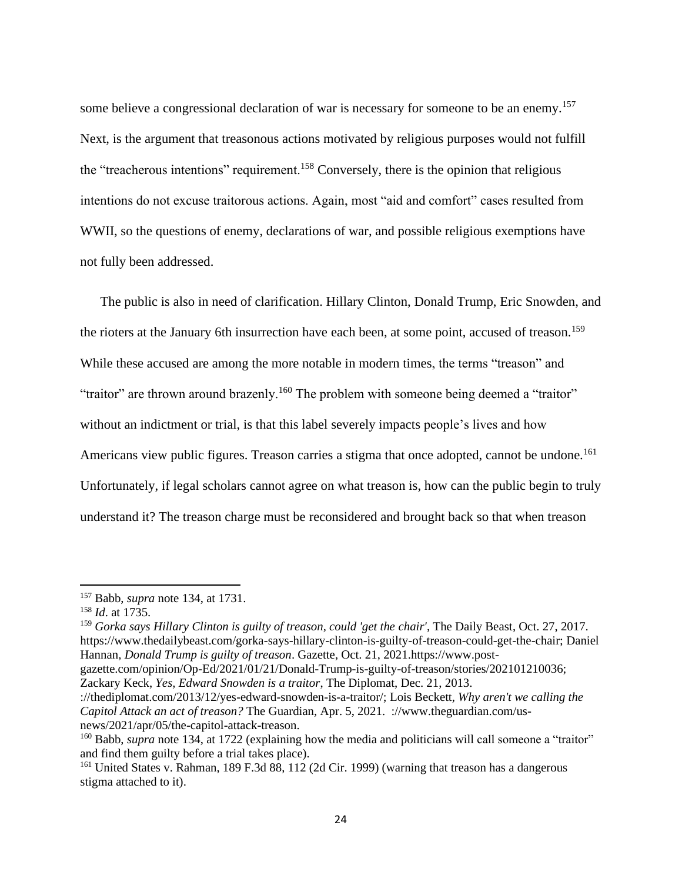some believe a congressional declaration of war is necessary for someone to be an enemy.[157] Next, is the argument that treasonous actions motivated by religious purposes would not fulfill the "treacherous intentions" requirement.[158] Conversely, there is the opinion that religious intentions do not excuse traitorous actions. Again, most "aid and comfort" cases resulted from WWII, so the questions of enemy, declarations of war, and possible religious exemptions have not fully been addressed.

The public is also in need of clarification. Hillary Clinton, Donald Trump, Eric Snowden, and the rioters at the January 6th insurrection have each been, at some point, accused of treason.[159] While these accused are among the more notable in modern times, the terms "treason" and "traitor" are thrown around brazenly.[160] The problem with someone being deemed a "traitor" without an indictment or trial, is that this label severely impacts people's lives and how Americans view public figures. Treason carries a stigma that once adopted, cannot be undone.[161] Unfortunately, if legal scholars cannot agree on what treason is, how can the public begin to truly understand it? The treason charge must be reconsidered and brought back so that when treason

---

[157] Babb, *supra* note 134, at 1731.

[158] *Id*. at 1735.

[159] *Gorka says Hillary Clinton is guilty of treason, could 'get the chair'*, The Daily Beast, Oct. 27, 2017. https://www.thedailybeast.com/gorka-says-hillary-clinton-is-guilty-of-treason-could-get-the-chair; Daniel Hannan, *Donald Trump is guilty of treason*. Gazette, Oct. 21, 2021.https://www.post-gazette.com/opinion/Op-Ed/2021/01/21/Donald-Trump-is-guilty-of-treason/stories/202101210036; Zackary Keck, *Yes, Edward Snowden is a traitor*, The Diplomat, Dec. 21, 2013. ://thediplomat.com/2013/12/yes-edward-snowden-is-a-traitor/; Lois Beckett, *Why aren't we calling the Capitol Attack an act of treason?* The Guardian, Apr. 5, 2021. ://www.theguardian.com/us-news/2021/apr/05/the-capitol-attack-treason.

[160] Babb, *supra* note 134, at 1722 (explaining how the media and politicians will call someone a "traitor" and find them guilty before a trial takes place).

[161] United States v. Rahman, 189 F.3d 88, 112 (2d Cir. 1999) (warning that treason has a dangerous stigma attached to it).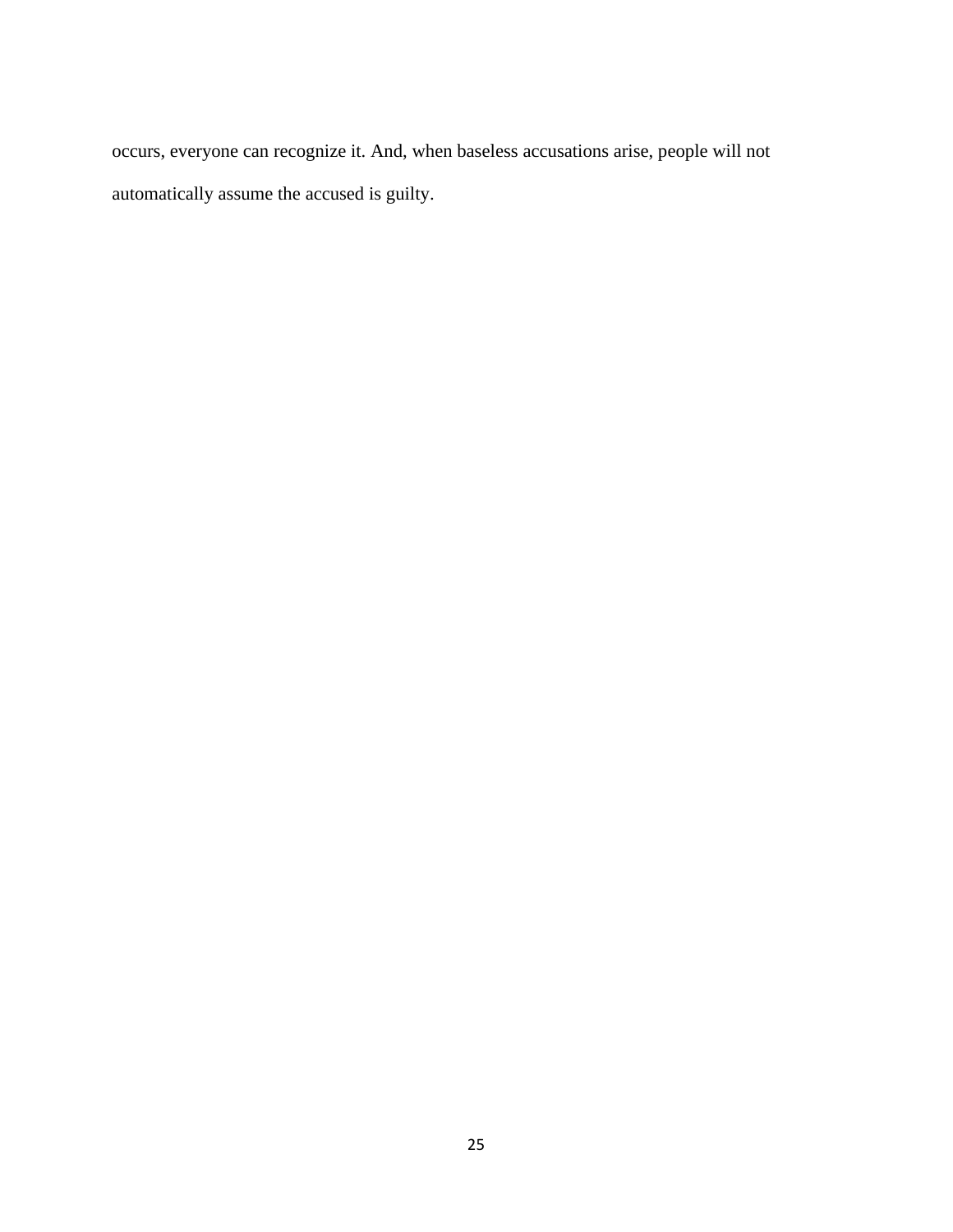occurs, everyone can recognize it. And, when baseless accusations arise, people will not automatically assume the accused is guilty.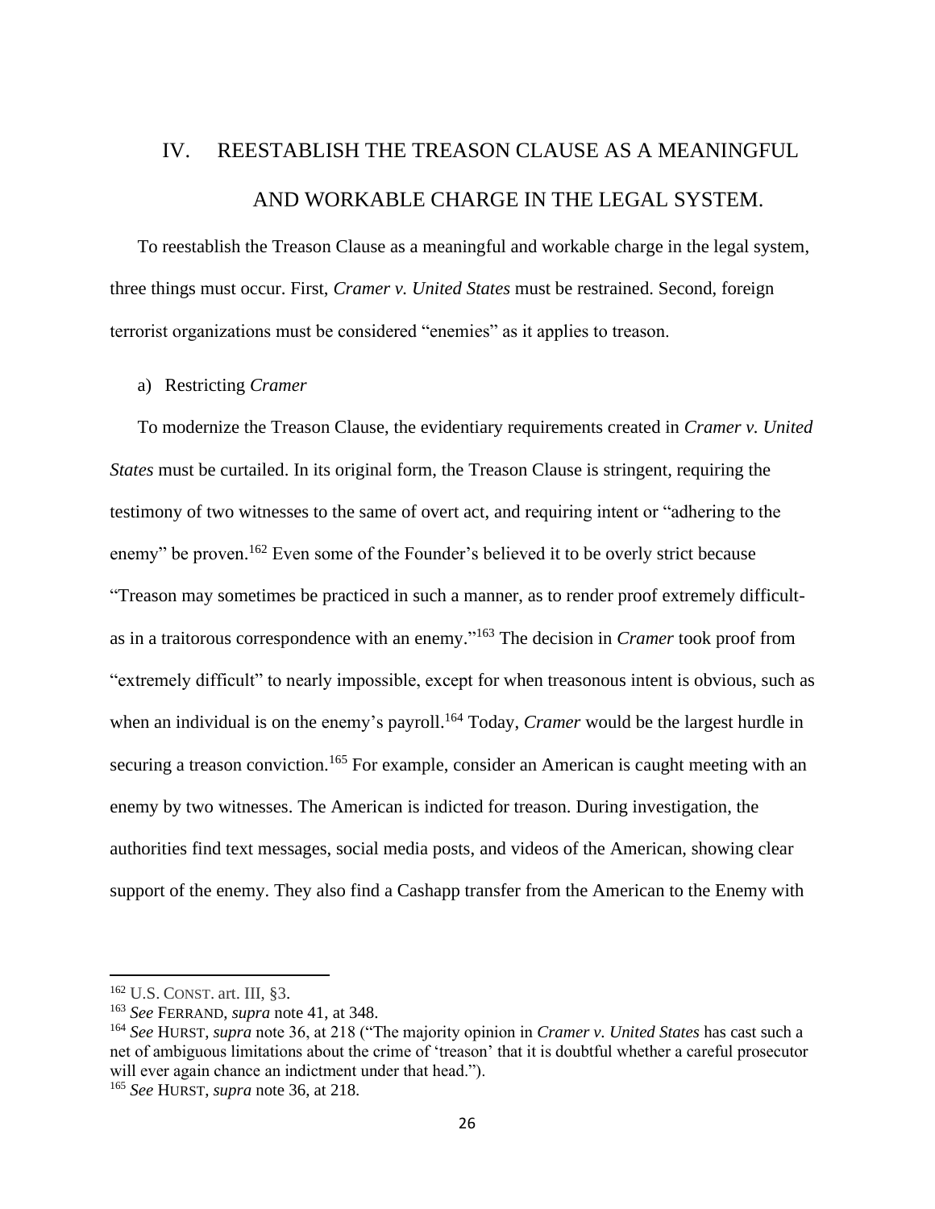# IV. REESTABLISH THE TREASON CLAUSE AS A MEANINGFUL AND WORKABLE CHARGE IN THE LEGAL SYSTEM.

To reestablish the Treason Clause as a meaningful and workable charge in the legal system, three things must occur. First, *Cramer v. United States* must be restrained. Second, foreign terrorist organizations must be considered "enemies" as it applies to treason.

## a) Restricting *Cramer*

To modernize the Treason Clause, the evidentiary requirements created in *Cramer v. United States* must be curtailed. In its original form, the Treason Clause is stringent, requiring the testimony of two witnesses to the same of overt act, and requiring intent or "adhering to the enemy" be proven.[162] Even some of the Founder's believed it to be overly strict because "Treason may sometimes be practiced in such a manner, as to render proof extremely difficult- as in a traitorous correspondence with an enemy."[163] The decision in *Cramer* took proof from "extremely difficult" to nearly impossible, except for when treasonous intent is obvious, such as when an individual is on the enemy's payroll.[164] Today, *Cramer* would be the largest hurdle in securing a treason conviction.[165] For example, consider an American is caught meeting with an enemy by two witnesses. The American is indicted for treason. During investigation, the authorities find text messages, social media posts, and videos of the American, showing clear support of the enemy. They also find a Cashapp transfer from the American to the Enemy with

---

[162] U.S. CONST. art. III, §3.

[163] *See* FERRAND, *supra* note 41, at 348.

[164] *See* HURST, *supra* note 36, at 218 ("The majority opinion in *Cramer v. United States* has cast such a net of ambiguous limitations about the crime of 'treason' that it is doubtful whether a careful prosecutor will ever again chance an indictment under that head.").

[165] *See* HURST, *supra* note 36, at 218.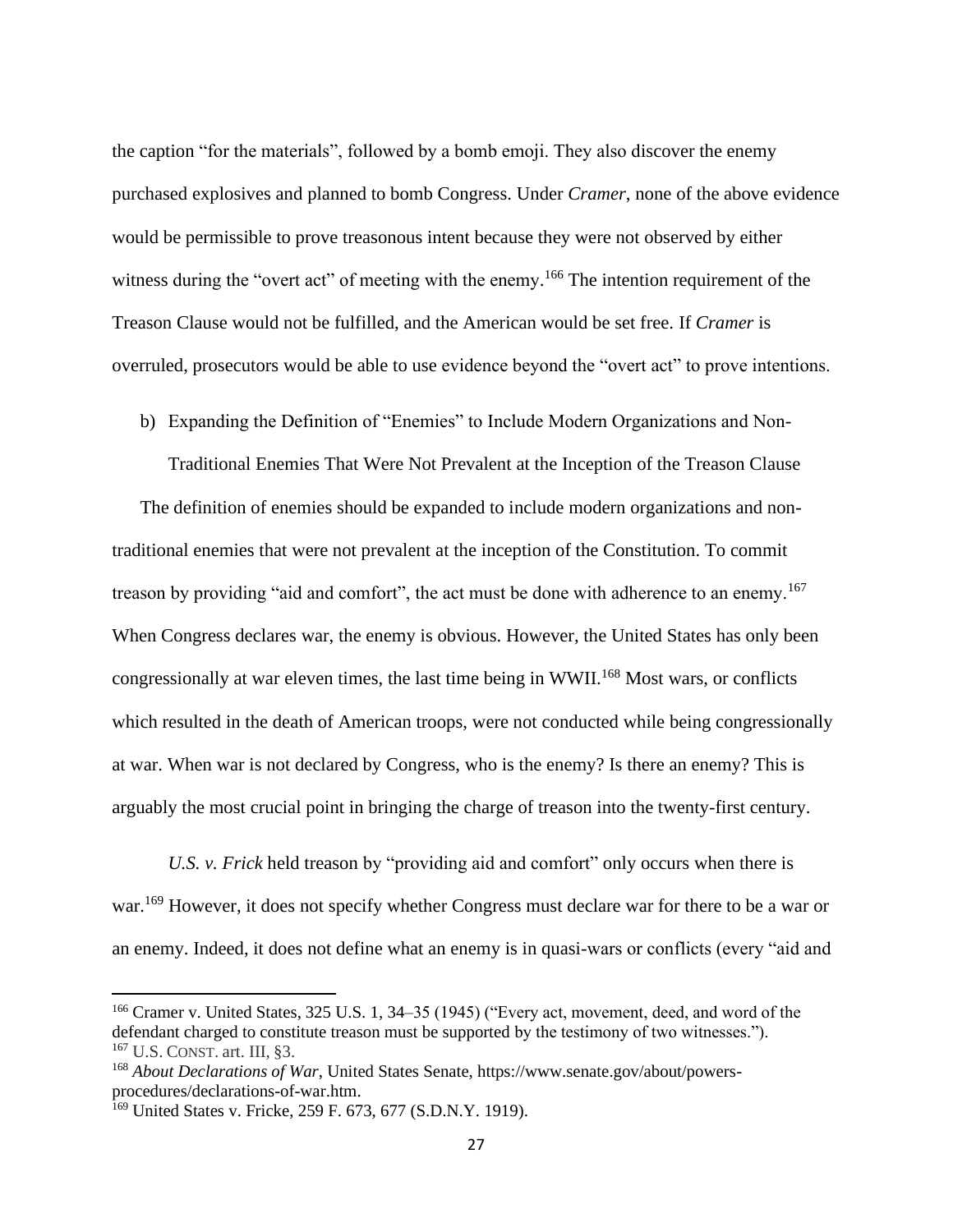the caption "for the materials", followed by a bomb emoji. They also discover the enemy purchased explosives and planned to bomb Congress. Under *Cramer*, none of the above evidence would be permissible to prove treasonous intent because they were not observed by either witness during the "overt act" of meeting with the enemy.[166] The intention requirement of the Treason Clause would not be fulfilled, and the American would be set free. If *Cramer* is overruled, prosecutors would be able to use evidence beyond the "overt act" to prove intentions.

b) Expanding the Definition of "Enemies" to Include Modern Organizations and Non-Traditional Enemies That Were Not Prevalent at the Inception of the Treason Clause

The definition of enemies should be expanded to include modern organizations and non-traditional enemies that were not prevalent at the inception of the Constitution. To commit treason by providing "aid and comfort", the act must be done with adherence to an enemy.[167] When Congress declares war, the enemy is obvious. However, the United States has only been congressionally at war eleven times, the last time being in WWII.[168] Most wars, or conflicts which resulted in the death of American troops, were not conducted while being congressionally at war. When war is not declared by Congress, who is the enemy? Is there an enemy? This is arguably the most crucial point in bringing the charge of treason into the twenty-first century.

*U.S. v. Frick* held treason by "providing aid and comfort" only occurs when there is war.[169] However, it does not specify whether Congress must declare war for there to be a war or an enemy. Indeed, it does not define what an enemy is in quasi-wars or conflicts (every "aid and

---

[166] Cramer v. United States, 325 U.S. 1, 34–35 (1945) ("Every act, movement, deed, and word of the defendant charged to constitute treason must be supported by the testimony of two witnesses.").

[167] U.S. CONST. art. III, §3.

[168] *About Declarations of War*, United States Senate, https://www.senate.gov/about/powers-procedures/declarations-of-war.htm.

[169] United States v. Fricke, 259 F. 673, 677 (S.D.N.Y. 1919).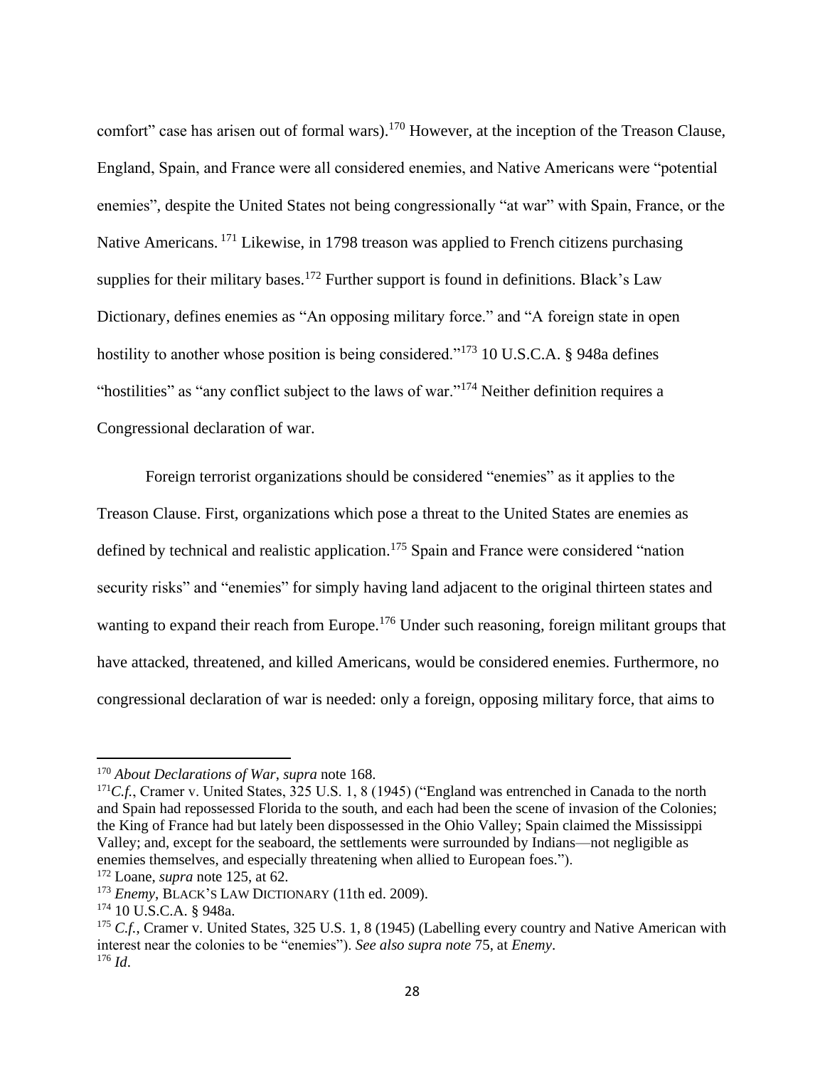comfort" case has arisen out of formal wars).[170] However, at the inception of the Treason Clause, England, Spain, and France were all considered enemies, and Native Americans were "potential enemies", despite the United States not being congressionally "at war" with Spain, France, or the Native Americans.[171] Likewise, in 1798 treason was applied to French citizens purchasing supplies for their military bases.[172] Further support is found in definitions. Black's Law Dictionary, defines enemies as "An opposing military force." and "A foreign state in open hostility to another whose position is being considered."[173] 10 U.S.C.A. § 948a defines "hostilities" as "any conflict subject to the laws of war."[174] Neither definition requires a Congressional declaration of war.

Foreign terrorist organizations should be considered "enemies" as it applies to the Treason Clause. First, organizations which pose a threat to the United States are enemies as defined by technical and realistic application.[175] Spain and France were considered "nation security risks" and "enemies" for simply having land adjacent to the original thirteen states and wanting to expand their reach from Europe.[176] Under such reasoning, foreign militant groups that have attacked, threatened, and killed Americans, would be considered enemies. Furthermore, no congressional declaration of war is needed: only a foreign, opposing military force, that aims to

---

[170] *About Declarations of War*, *supra* note 168.

[171] *C.f.*, Cramer v. United States, 325 U.S. 1, 8 (1945) ("England was entrenched in Canada to the north and Spain had repossessed Florida to the south, and each had been the scene of invasion of the Colonies; the King of France had but lately been dispossessed in the Ohio Valley; Spain claimed the Mississippi Valley; and, except for the seaboard, the settlements were surrounded by Indians—not negligible as enemies themselves, and especially threatening when allied to European foes.").

[172] Loane, *supra* note 125, at 62.

[173] *Enemy*, BLACK'S LAW DICTIONARY (11th ed. 2009).

[174] 10 U.S.C.A. § 948a.

[175] *C.f.*, Cramer v. United States, 325 U.S. 1, 8 (1945) (Labelling every country and Native American with interest near the colonies to be "enemies"). *See also supra note* 75, at *Enemy*.

[176] *Id*.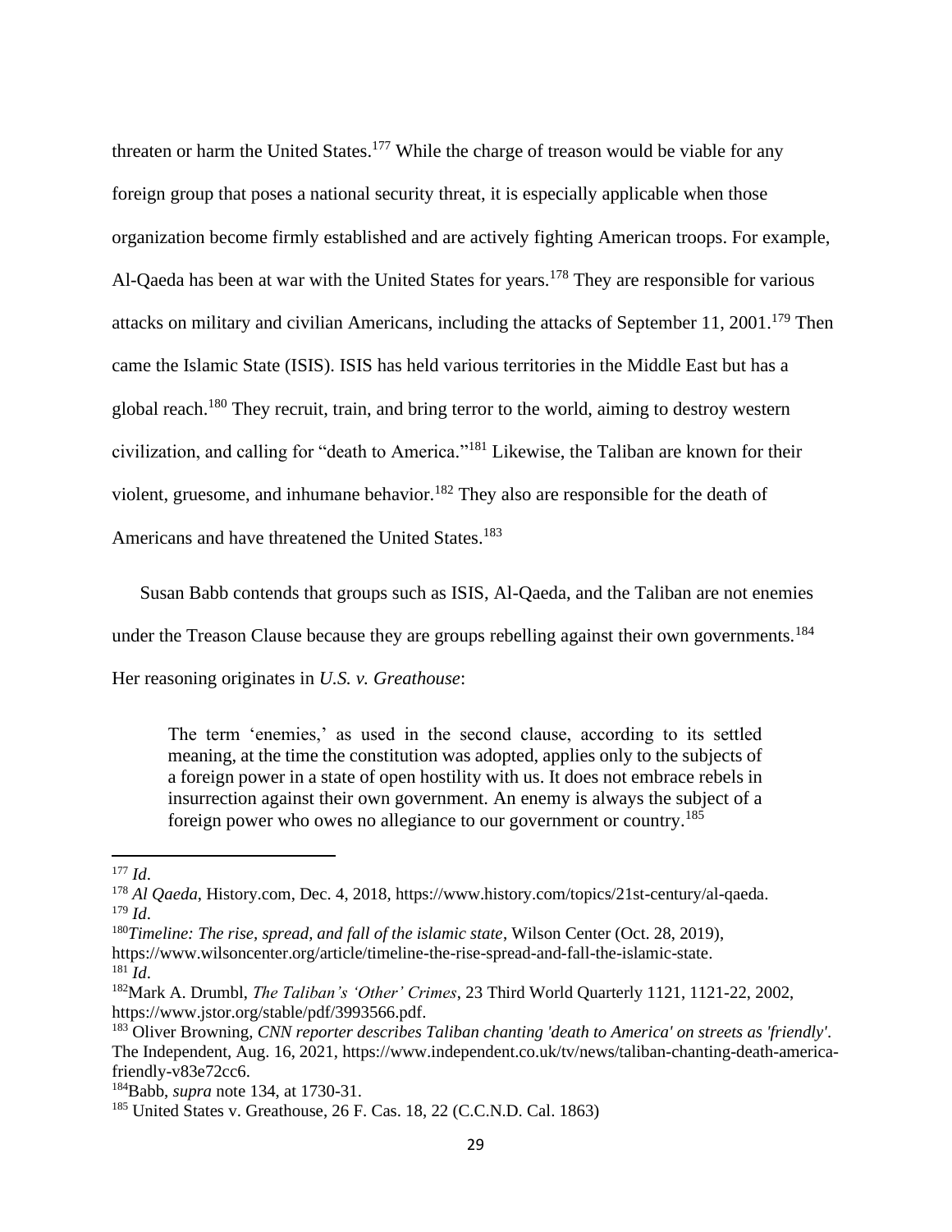threaten or harm the United States.[177] While the charge of treason would be viable for any foreign group that poses a national security threat, it is especially applicable when those organization become firmly established and are actively fighting American troops. For example, Al-Qaeda has been at war with the United States for years.[178] They are responsible for various attacks on military and civilian Americans, including the attacks of September 11, 2001.[179] Then came the Islamic State (ISIS). ISIS has held various territories in the Middle East but has a global reach.[180] They recruit, train, and bring terror to the world, aiming to destroy western civilization, and calling for "death to America."[181] Likewise, the Taliban are known for their violent, gruesome, and inhumane behavior.[182] They also are responsible for the death of Americans and have threatened the United States.[183]

Susan Babb contends that groups such as ISIS, Al-Qaeda, and the Taliban are not enemies under the Treason Clause because they are groups rebelling against their own governments.[184] Her reasoning originates in *U.S. v. Greathouse*:

> The term 'enemies,' as used in the second clause, according to its settled meaning, at the time the constitution was adopted, applies only to the subjects of a foreign power in a state of open hostility with us. It does not embrace rebels in insurrection against their own government. An enemy is always the subject of a foreign power who owes no allegiance to our government or country.[185]

---

[177] *Id*.

[178] *Al Qaeda*, History.com, Dec. 4, 2018, https://www.history.com/topics/21st-century/al-qaeda.

[179] *Id*.

[180] *Timeline: The rise, spread, and fall of the islamic state*, Wilson Center (Oct. 28, 2019), https://www.wilsoncenter.org/article/timeline-the-rise-spread-and-fall-the-islamic-state.

[181] *Id*.

[182] Mark A. Drumbl, *The Taliban's 'Other' Crimes*, 23 Third World Quarterly 1121, 1121-22, 2002, https://www.jstor.org/stable/pdf/3993566.pdf.

[183] Oliver Browning, *CNN reporter describes Taliban chanting 'death to America' on streets as 'friendly'*. The Independent, Aug. 16, 2021, https://www.independent.co.uk/tv/news/taliban-chanting-death-america-friendly-v83e72cc6.

[184] Babb, *supra* note 134, at 1730-31.

[185] United States v. Greathouse, 26 F. Cas. 18, 22 (C.C.N.D. Cal. 1863)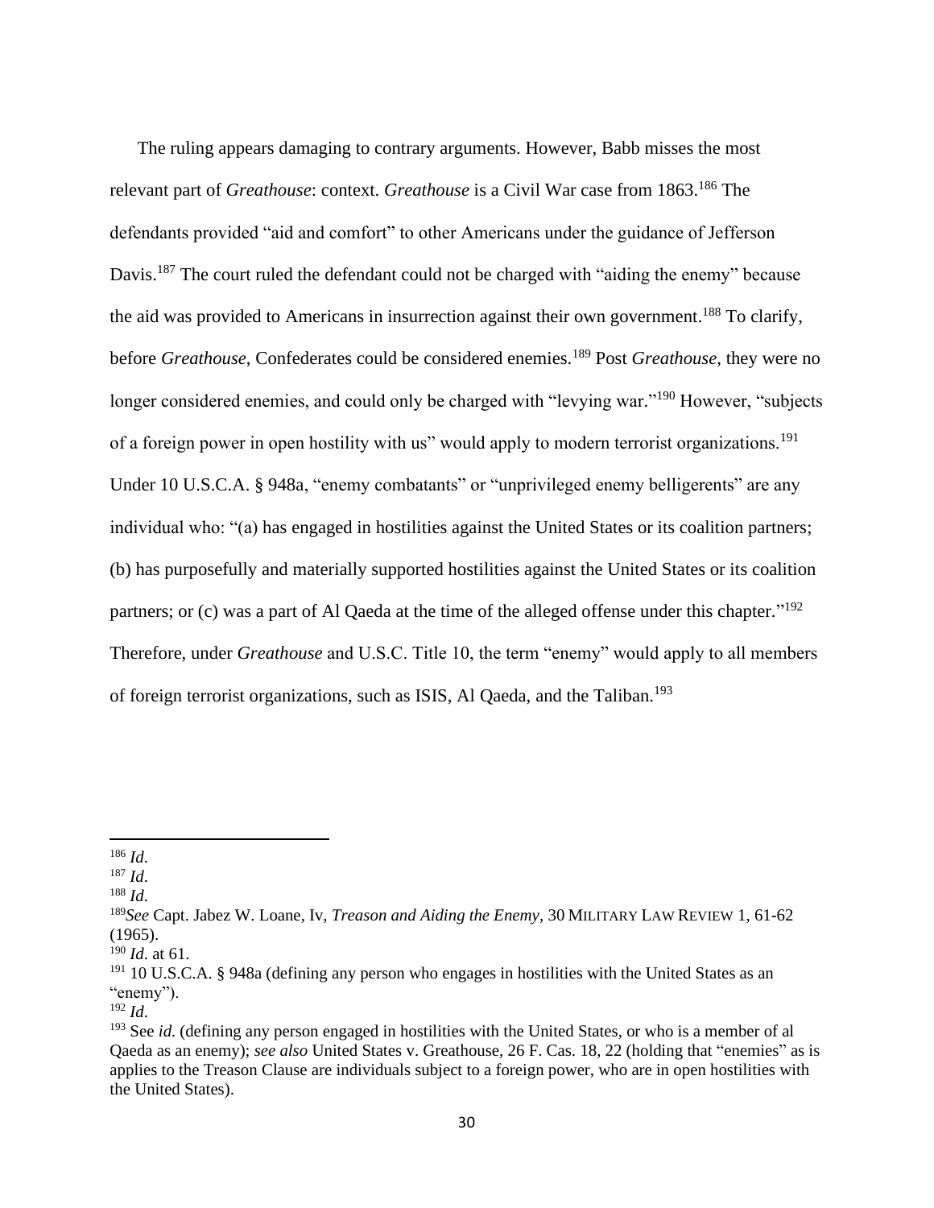The ruling appears damaging to contrary arguments. However, Babb misses the most relevant part of *Greathouse*: context. *Greathouse* is a Civil War case from 1863.[186] The defendants provided "aid and comfort" to other Americans under the guidance of Jefferson Davis.[187] The court ruled the defendant could not be charged with "aiding the enemy" because the aid was provided to Americans in insurrection against their own government.[188] To clarify, before *Greathouse*, Confederates could be considered enemies.[189] Post *Greathouse*, they were no longer considered enemies, and could only be charged with "levying war."[190] However, "subjects of a foreign power in open hostility with us" would apply to modern terrorist organizations.[191] Under 10 U.S.C.A. § 948a, "enemy combatants" or "unprivileged enemy belligerents" are any individual who: "(a) has engaged in hostilities against the United States or its coalition partners; (b) has purposefully and materially supported hostilities against the United States or its coalition partners; or (c) was a part of Al Qaeda at the time of the alleged offense under this chapter."[192] Therefore, under *Greathouse* and U.S.C. Title 10, the term "enemy" would apply to all members of foreign terrorist organizations, such as ISIS, Al Qaeda, and the Taliban.[193]

---

[186] *Id*.

[187] *Id*.

[188] *Id*.

[189] *See* Capt. Jabez W. Loane, Iv, *Treason and Aiding the Enemy*, 30 MILITARY LAW REVIEW 1, 61-62 (1965).

[190] *Id*. at 61.

[191] 10 U.S.C.A. § 948a (defining any person who engages in hostilities with the United States as an "enemy").

[192] *Id*.

[193] See *id.* (defining any person engaged in hostilities with the United States, or who is a member of al Qaeda as an enemy); *see also* United States v. Greathouse, 26 F. Cas. 18, 22 (holding that "enemies" as is applies to the Treason Clause are individuals subject to a foreign power, who are in open hostilities with the United States).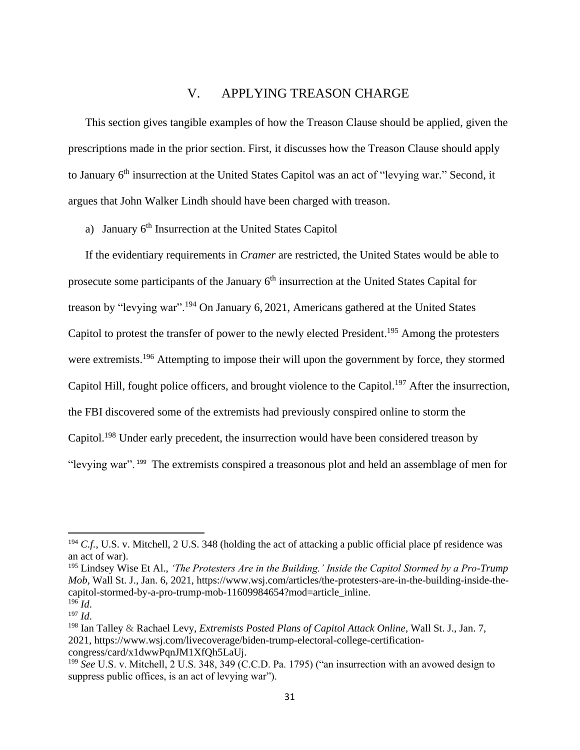## V. APPLYING TREASON CHARGE

This section gives tangible examples of how the Treason Clause should be applied, given the prescriptions made in the prior section. First, it discusses how the Treason Clause should apply to January 6th insurrection at the United States Capitol was an act of "levying war." Second, it argues that John Walker Lindh should have been charged with treason.

### a) January 6th Insurrection at the United States Capitol

If the evidentiary requirements in *Cramer* are restricted, the United States would be able to prosecute some participants of the January 6th insurrection at the United States Capital for treason by "levying war".[194] On January 6, 2021, Americans gathered at the United States Capitol to protest the transfer of power to the newly elected President.[195] Among the protesters were extremists.[196] Attempting to impose their will upon the government by force, they stormed Capitol Hill, fought police officers, and brought violence to the Capitol.[197] After the insurrection, the FBI discovered some of the extremists had previously conspired online to storm the Capitol.[198] Under early precedent, the insurrection would have been considered treason by "levying war".[199] The extremists conspired a treasonous plot and held an assemblage of men for

---

[194] *C.f.*, U.S. v. Mitchell, 2 U.S. 348 (holding the act of attacking a public official place pf residence was an act of war).

[195] Lindsey Wise Et Al., *'The Protesters Are in the Building.' Inside the Capitol Stormed by a Pro-Trump Mob*, Wall St. J., Jan. 6, 2021, https://www.wsj.com/articles/the-protesters-are-in-the-building-inside-the-capitol-stormed-by-a-pro-trump-mob-11609984654?mod=article_inline.

[196] *Id*.

[197] *Id*.

[198] Ian Talley & Rachael Levy, *Extremists Posted Plans of Capitol Attack Online*, Wall St. J., Jan. 7, 2021, https://www.wsj.com/livecoverage/biden-trump-electoral-college-certification-congress/card/x1dwwPqnJM1XfQh5LaUj.

[199] *See* U.S. v. Mitchell, 2 U.S. 348, 349 (C.C.D. Pa. 1795) ("an insurrection with an avowed design to suppress public offices, is an act of levying war").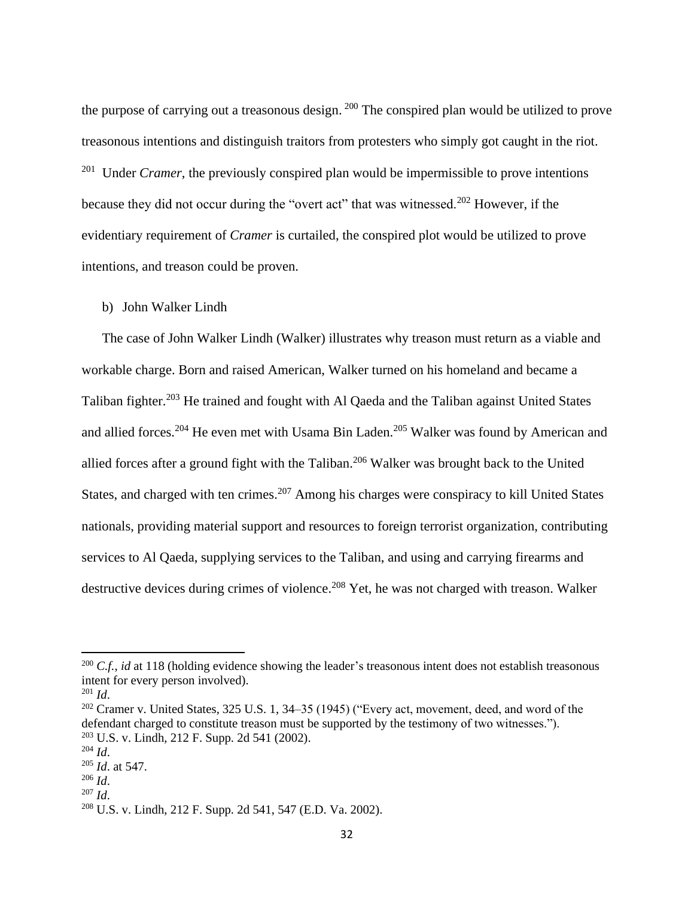the purpose of carrying out a treasonous design.[200] The conspired plan would be utilized to prove treasonous intentions and distinguish traitors from protesters who simply got caught in the riot.[201] Under *Cramer*, the previously conspired plan would be impermissible to prove intentions because they did not occur during the "overt act" that was witnessed.[202] However, if the evidentiary requirement of *Cramer* is curtailed, the conspired plot would be utilized to prove intentions, and treason could be proven.

b) John Walker Lindh

The case of John Walker Lindh (Walker) illustrates why treason must return as a viable and workable charge. Born and raised American, Walker turned on his homeland and became a Taliban fighter.[203] He trained and fought with Al Qaeda and the Taliban against United States and allied forces.[204] He even met with Usama Bin Laden.[205] Walker was found by American and allied forces after a ground fight with the Taliban.[206] Walker was brought back to the United States, and charged with ten crimes.[207] Among his charges were conspiracy to kill United States nationals, providing material support and resources to foreign terrorist organization, contributing services to Al Qaeda, supplying services to the Taliban, and using and carrying firearms and destructive devices during crimes of violence.[208] Yet, he was not charged with treason. Walker

---

[200] *C.f.*, *id* at 118 (holding evidence showing the leader's treasonous intent does not establish treasonous intent for every person involved).
[201] *Id*.
[202] Cramer v. United States, 325 U.S. 1, 34–35 (1945) ("Every act, movement, deed, and word of the defendant charged to constitute treason must be supported by the testimony of two witnesses.").
[203] U.S. v. Lindh, 212 F. Supp. 2d 541 (2002).
[204] *Id*.
[205] *Id*. at 547.
[206] *Id*.
[207] *Id*.
[208] U.S. v. Lindh, 212 F. Supp. 2d 541, 547 (E.D. Va. 2002).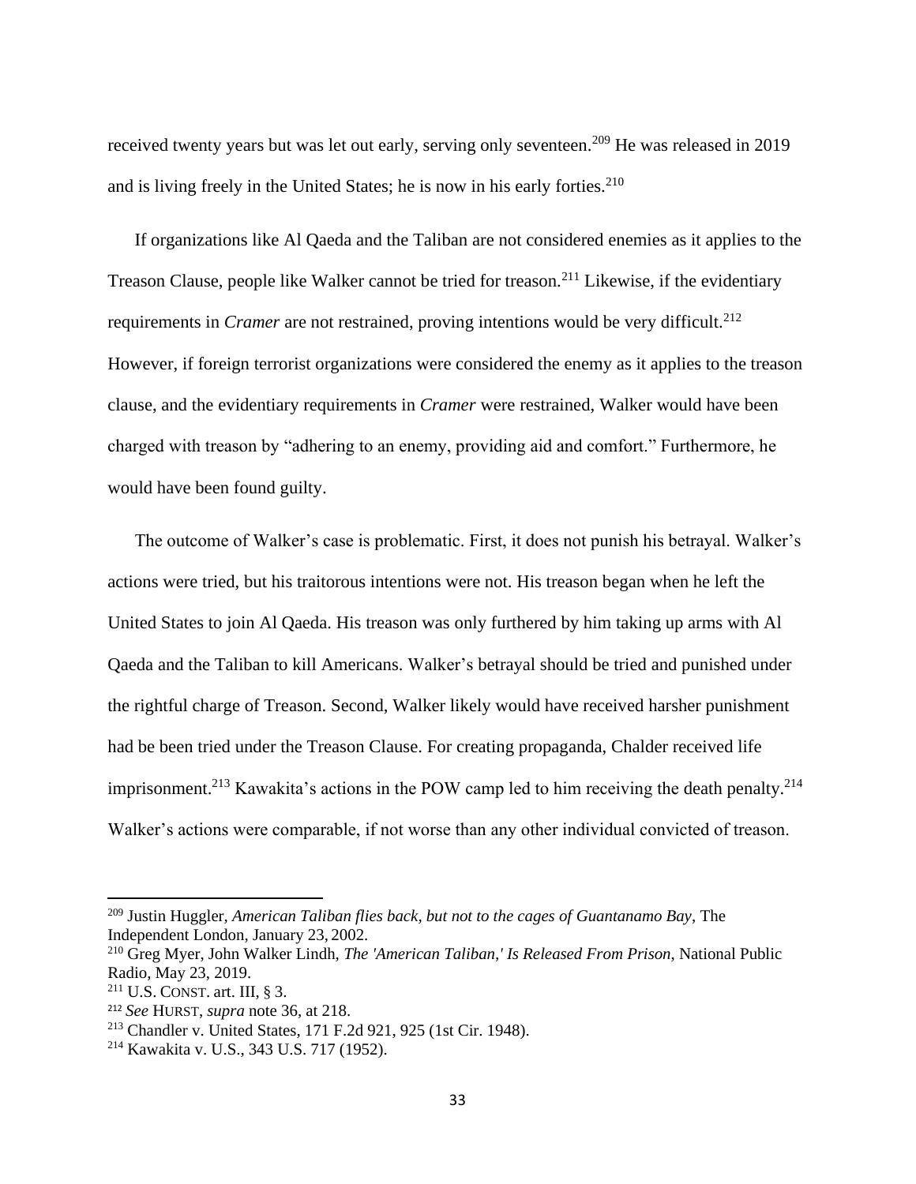received twenty years but was let out early, serving only seventeen.[209] He was released in 2019 and is living freely in the United States; he is now in his early forties.[210]

If organizations like Al Qaeda and the Taliban are not considered enemies as it applies to the Treason Clause, people like Walker cannot be tried for treason.[211] Likewise, if the evidentiary requirements in *Cramer* are not restrained, proving intentions would be very difficult.[212] However, if foreign terrorist organizations were considered the enemy as it applies to the treason clause, and the evidentiary requirements in *Cramer* were restrained, Walker would have been charged with treason by "adhering to an enemy, providing aid and comfort." Furthermore, he would have been found guilty.

The outcome of Walker's case is problematic. First, it does not punish his betrayal. Walker's actions were tried, but his traitorous intentions were not. His treason began when he left the United States to join Al Qaeda. His treason was only furthered by him taking up arms with Al Qaeda and the Taliban to kill Americans. Walker's betrayal should be tried and punished under the rightful charge of Treason. Second, Walker likely would have received harsher punishment had be been tried under the Treason Clause. For creating propaganda, Chalder received life imprisonment.[213] Kawakita's actions in the POW camp led to him receiving the death penalty.[214] Walker's actions were comparable, if not worse than any other individual convicted of treason.

---

[209] Justin Huggler, *American Taliban flies back, but not to the cages of Guantanamo Bay*, The Independent London, January 23, 2002.

[210] Greg Myer, John Walker Lindh, *The 'American Taliban,' Is Released From Prison*, National Public Radio, May 23, 2019.

[211] U.S. CONST. art. III, § 3.

[212] *See* HURST, *supra* note 36, at 218.

[213] Chandler v. United States, 171 F.2d 921, 925 (1st Cir. 1948).

[214] Kawakita v. U.S., 343 U.S. 717 (1952).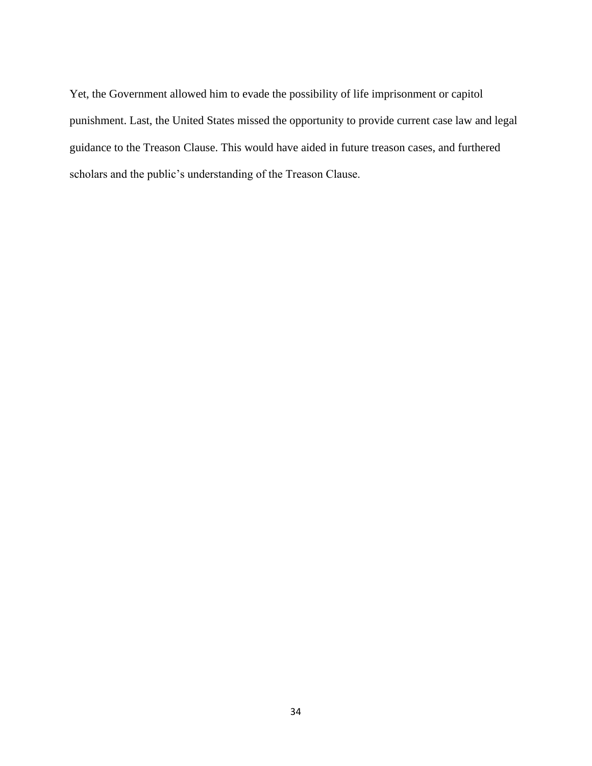Yet, the Government allowed him to evade the possibility of life imprisonment or capitol punishment. Last, the United States missed the opportunity to provide current case law and legal guidance to the Treason Clause. This would have aided in future treason cases, and furthered scholars and the public’s understanding of the Treason Clause.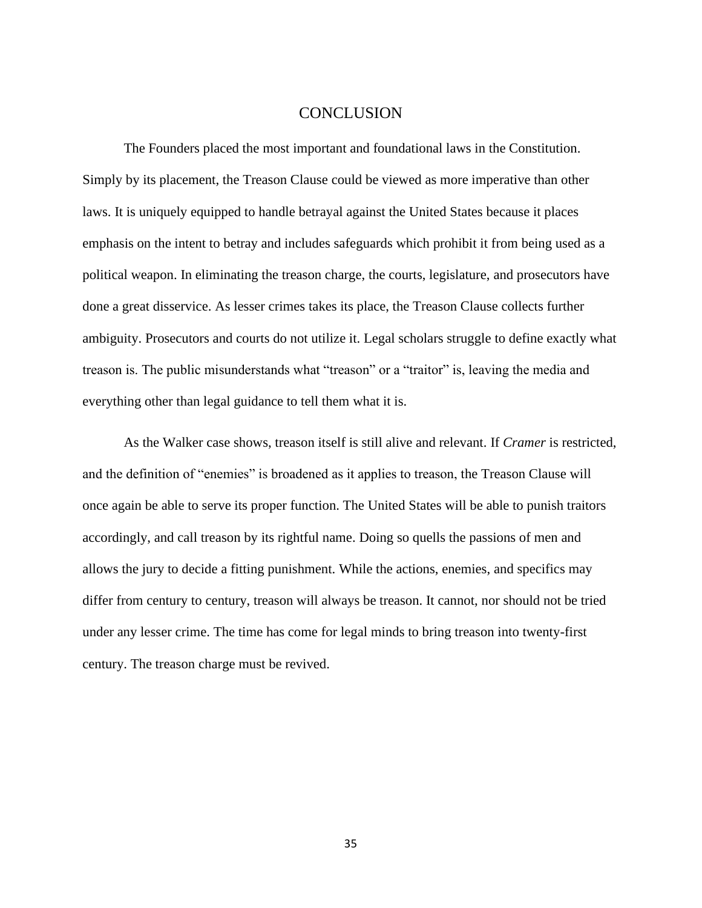# CONCLUSION

The Founders placed the most important and foundational laws in the Constitution. Simply by its placement, the Treason Clause could be viewed as more imperative than other laws. It is uniquely equipped to handle betrayal against the United States because it places emphasis on the intent to betray and includes safeguards which prohibit it from being used as a political weapon. In eliminating the treason charge, the courts, legislature, and prosecutors have done a great disservice. As lesser crimes takes its place, the Treason Clause collects further ambiguity. Prosecutors and courts do not utilize it. Legal scholars struggle to define exactly what treason is. The public misunderstands what "treason" or a "traitor" is, leaving the media and everything other than legal guidance to tell them what it is.

As the Walker case shows, treason itself is still alive and relevant. If *Cramer* is restricted, and the definition of "enemies" is broadened as it applies to treason, the Treason Clause will once again be able to serve its proper function. The United States will be able to punish traitors accordingly, and call treason by its rightful name. Doing so quells the passions of men and allows the jury to decide a fitting punishment. While the actions, enemies, and specifics may differ from century to century, treason will always be treason. It cannot, nor should not be tried under any lesser crime. The time has come for legal minds to bring treason into twenty-first century. The treason charge must be revived.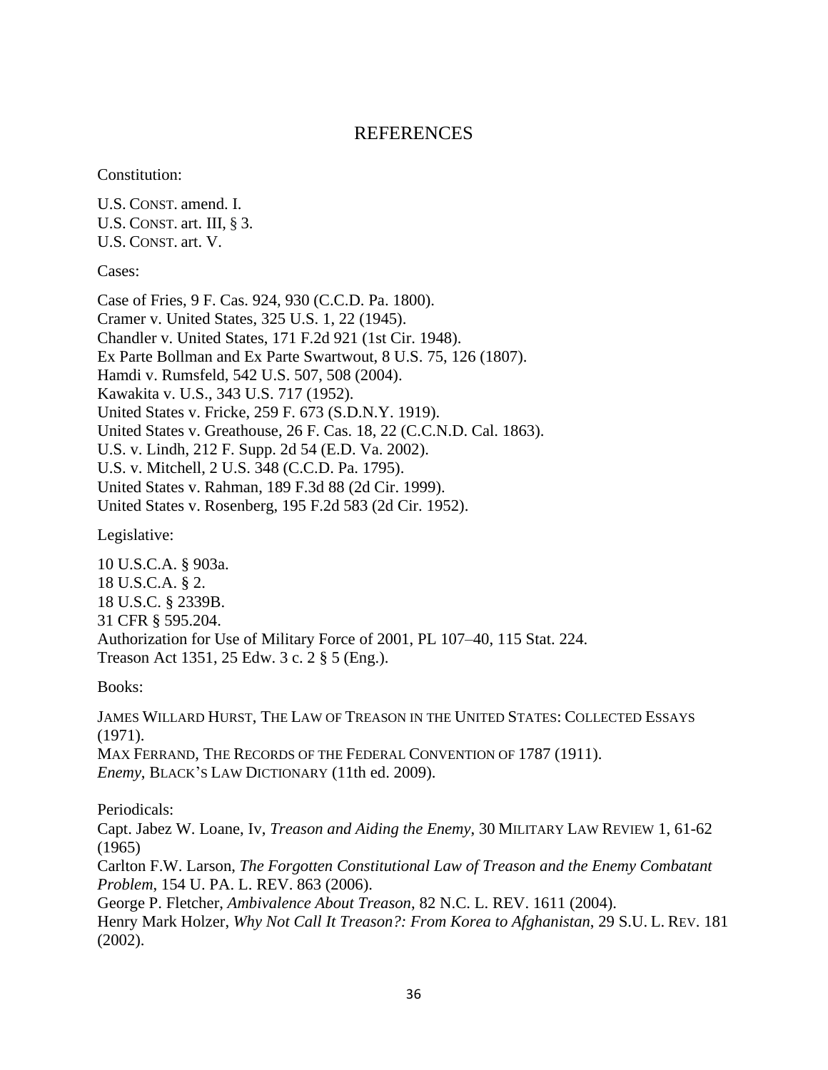# REFERENCES

Constitution:

U.S. CONST. amend. I.
U.S. CONST. art. III, § 3.
U.S. CONST. art. V.

Cases:

Case of Fries, 9 F. Cas. 924, 930 (C.C.D. Pa. 1800).
Cramer v. United States, 325 U.S. 1, 22 (1945).
Chandler v. United States, 171 F.2d 921 (1st Cir. 1948).
Ex Parte Bollman and Ex Parte Swartwout, 8 U.S. 75, 126 (1807).
Hamdi v. Rumsfeld, 542 U.S. 507, 508 (2004).
Kawakita v. U.S., 343 U.S. 717 (1952).
United States v. Fricke, 259 F. 673 (S.D.N.Y. 1919).
United States v. Greathouse, 26 F. Cas. 18, 22 (C.C.N.D. Cal. 1863).
U.S. v. Lindh, 212 F. Supp. 2d 54 (E.D. Va. 2002).
U.S. v. Mitchell, 2 U.S. 348 (C.C.D. Pa. 1795).
United States v. Rahman, 189 F.3d 88 (2d Cir. 1999).
United States v. Rosenberg, 195 F.2d 583 (2d Cir. 1952).

Legislative:

10 U.S.C.A. § 903a.
18 U.S.C.A. § 2.
18 U.S.C. § 2339B.
31 CFR § 595.204.
Authorization for Use of Military Force of 2001, PL 107–40, 115 Stat. 224.
Treason Act 1351, 25 Edw. 3 c. 2 § 5 (Eng.).

Books:

JAMES WILLARD HURST, THE LAW OF TREASON IN THE UNITED STATES: COLLECTED ESSAYS (1971).
MAX FERRAND, THE RECORDS OF THE FEDERAL CONVENTION OF 1787 (1911).
*Enemy*, BLACK'S LAW DICTIONARY (11th ed. 2009).

Periodicals:

Capt. Jabez W. Loane, Iv, *Treason and Aiding the Enemy*, 30 MILITARY LAW REVIEW 1, 61-62 (1965)
Carlton F.W. Larson, *The Forgotten Constitutional Law of Treason and the Enemy Combatant Problem*, 154 U. PA. L. REV. 863 (2006).
George P. Fletcher, *Ambivalence About Treason*, 82 N.C. L. REV. 1611 (2004).
Henry Mark Holzer, *Why Not Call It Treason?: From Korea to Afghanistan*, 29 S.U. L. REV. 181 (2002).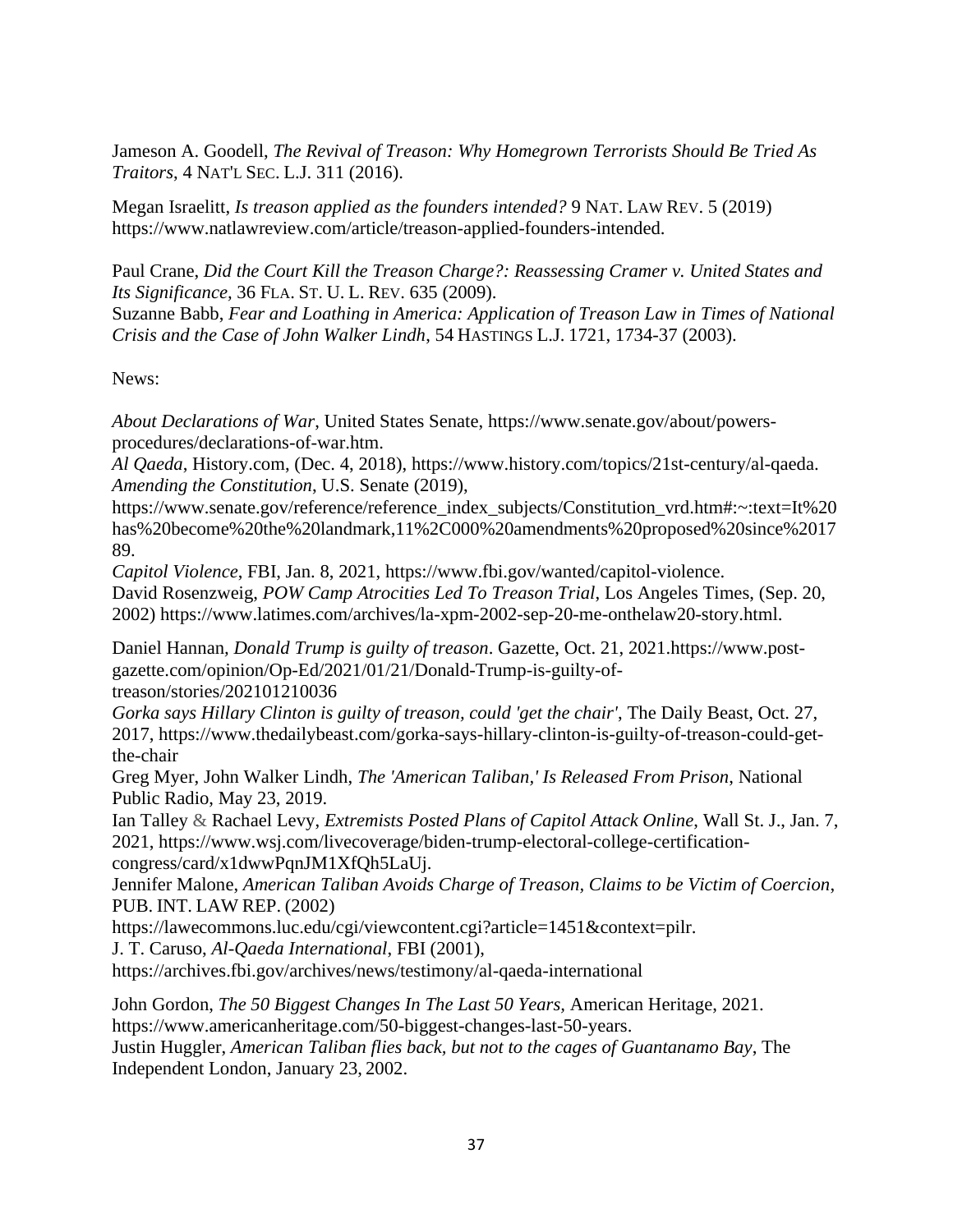Jameson A. Goodell, *The Revival of Treason: Why Homegrown Terrorists Should Be Tried As Traitors*, 4 NAT'L SEC. L.J. 311 (2016).

Megan Israelitt, *Is treason applied as the founders intended?* 9 NAT. LAW REV. 5 (2019) https://www.natlawreview.com/article/treason-applied-founders-intended.

Paul Crane, *Did the Court Kill the Treason Charge?: Reassessing Cramer v. United States and Its Significance*, 36 FLA. ST. U. L. REV. 635 (2009).

Suzanne Babb, *Fear and Loathing in America: Application of Treason Law in Times of National Crisis and the Case of John Walker Lindh*, 54 HASTINGS L.J. 1721, 1734-37 (2003).

News:

*About Declarations of War*, United States Senate, https://www.senate.gov/about/powers-procedures/declarations-of-war.htm.

*Al Qaeda*, History.com, (Dec. 4, 2018), https://www.history.com/topics/21st-century/al-qaeda.

*Amending the Constitution*, U.S. Senate (2019), https://www.senate.gov/reference/reference_index_subjects/Constitution_vrd.htm#:~:text=It%20has%20become%20the%20landmark,11%2C000%20amendments%20proposed%20since%201789.

*Capitol Violence*, FBI, Jan. 8, 2021, https://www.fbi.gov/wanted/capitol-violence.

David Rosenzweig, *POW Camp Atrocities Led To Treason Trial*, Los Angeles Times, (Sep. 20, 2002) https://www.latimes.com/archives/la-xpm-2002-sep-20-me-onthelaw20-story.html.

Daniel Hannan, *Donald Trump is guilty of treason*. Gazette, Oct. 21, 2021.https://www.post-gazette.com/opinion/Op-Ed/2021/01/21/Donald-Trump-is-guilty-of-treason/stories/202101210036

*Gorka says Hillary Clinton is guilty of treason, could 'get the chair'*, The Daily Beast, Oct. 27, 2017, https://www.thedailybeast.com/gorka-says-hillary-clinton-is-guilty-of-treason-could-get-the-chair

Greg Myer, John Walker Lindh, *The 'American Taliban,' Is Released From Prison*, National Public Radio, May 23, 2019.

Ian Talley & Rachael Levy, *Extremists Posted Plans of Capitol Attack Online*, Wall St. J., Jan. 7, 2021, https://www.wsj.com/livecoverage/biden-trump-electoral-college-certification-congress/card/x1dwwPqnJM1XfQh5LaUj.

Jennifer Malone, *American Taliban Avoids Charge of Treason, Claims to be Victim of Coercion*, PUB. INT. LAW REP. (2002) https://lawecommons.luc.edu/cgi/viewcontent.cgi?article=1451&context=pilr.

J. T. Caruso, *Al-Qaeda International*, FBI (2001), https://archives.fbi.gov/archives/news/testimony/al-qaeda-international

John Gordon, *The 50 Biggest Changes In The Last 50 Years*, American Heritage, 2021. https://www.americanheritage.com/50-biggest-changes-last-50-years.

Justin Huggler, *American Taliban flies back, but not to the cages of Guantanamo Bay*, The Independent London, January 23, 2002.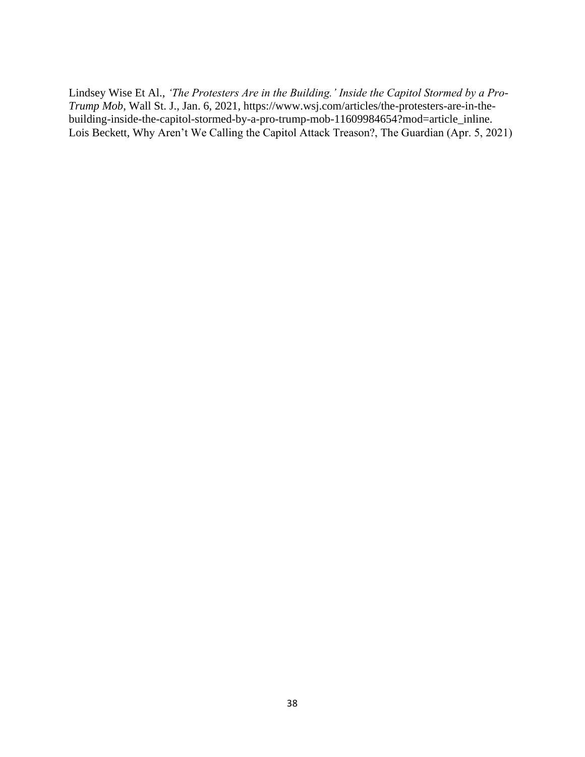Lindsey Wise Et Al., *'The Protesters Are in the Building.' Inside the Capitol Stormed by a Pro-Trump Mob*, Wall St. J., Jan. 6, 2021, https://www.wsj.com/articles/the-protesters-are-in-the-building-inside-the-capitol-stormed-by-a-pro-trump-mob-11609984654?mod=article_inline.

Lois Beckett, Why Aren't We Calling the Capitol Attack Treason?, The Guardian (Apr. 5, 2021)